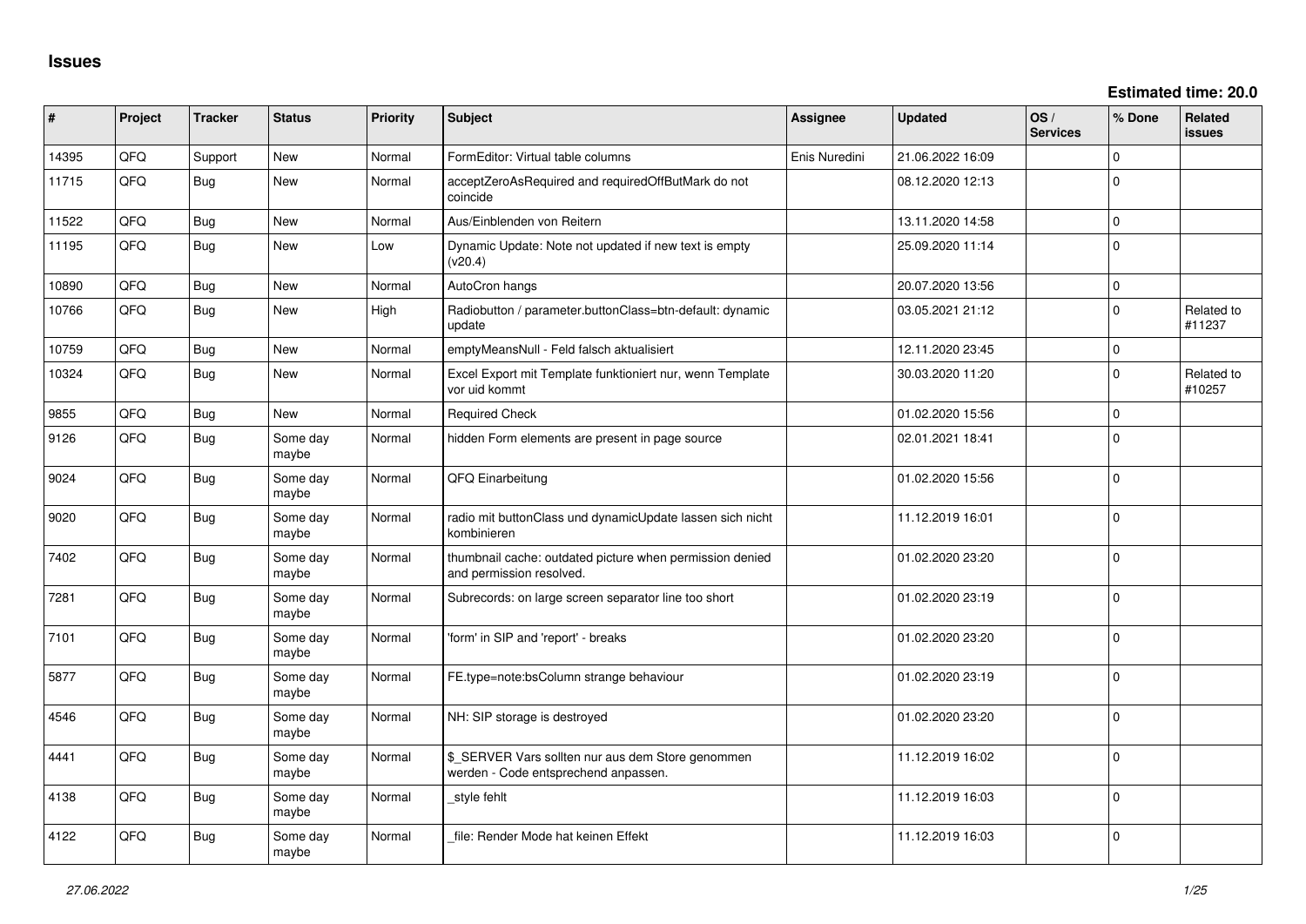# Issues

**Estimated time: 20.0**

| # | Project | Tracker | Status | Priority | Subject | Assignee | Updated | OS / Services | % Done | Related issues |
|---|---|---|---|---|---|---|---|---|---|---|
| 14395 | QFQ | Support | New | Normal | FormEditor: Virtual table columns | Enis Nuredini | 21.06.2022 16:09 | | 0 | |
| 11715 | QFQ | Bug | New | Normal | acceptZeroAsRequired and requiredOffButMark do not coincide | | 08.12.2020 12:13 | | 0 | |
| 11522 | QFQ | Bug | New | Normal | Aus/Einblenden von Reitern | | 13.11.2020 14:58 | | 0 | |
| 11195 | QFQ | Bug | New | Low | Dynamic Update: Note not updated if new text is empty (v20.4) | | 25.09.2020 11:14 | | 0 | |
| 10890 | QFQ | Bug | New | Normal | AutoCron hangs | | 20.07.2020 13:56 | | 0 | |
| 10766 | QFQ | Bug | New | High | Radiobutton / parameter.buttonClass=btn-default: dynamic update | | 03.05.2021 21:12 | | 0 | Related to #11237 |
| 10759 | QFQ | Bug | New | Normal | emptyMeansNull - Feld falsch aktualisiert | | 12.11.2020 23:45 | | 0 | |
| 10324 | QFQ | Bug | New | Normal | Excel Export mit Template funktioniert nur, wenn Template vor uid kommt | | 30.03.2020 11:20 | | 0 | Related to #10257 |
| 9855 | QFQ | Bug | New | Normal | Required Check | | 01.02.2020 15:56 | | 0 | |
| 9126 | QFQ | Bug | Some day maybe | Normal | hidden Form elements are present in page source | | 02.01.2021 18:41 | | 0 | |
| 9024 | QFQ | Bug | Some day maybe | Normal | QFQ Einarbeitung | | 01.02.2020 15:56 | | 0 | |
| 9020 | QFQ | Bug | Some day maybe | Normal | radio mit buttonClass und dynamicUpdate lassen sich nicht kombinieren | | 11.12.2019 16:01 | | 0 | |
| 7402 | QFQ | Bug | Some day maybe | Normal | thumbnail cache: outdated picture when permission denied and permission resolved. | | 01.02.2020 23:20 | | 0 | |
| 7281 | QFQ | Bug | Some day maybe | Normal | Subrecords: on large screen separator line too short | | 01.02.2020 23:19 | | 0 | |
| 7101 | QFQ | Bug | Some day maybe | Normal | 'form' in SIP and 'report' - breaks | | 01.02.2020 23:20 | | 0 | |
| 5877 | QFQ | Bug | Some day maybe | Normal | FE.type=note:bsColumn strange behaviour | | 01.02.2020 23:19 | | 0 | |
| 4546 | QFQ | Bug | Some day maybe | Normal | NH: SIP storage is destroyed | | 01.02.2020 23:20 | | 0 | |
| 4441 | QFQ | Bug | Some day maybe | Normal | $_SERVER Vars sollten nur aus dem Store genommen werden - Code entsprechend anpassen. | | 11.12.2019 16:02 | | 0 | |
| 4138 | QFQ | Bug | Some day maybe | Normal | _style fehlt | | 11.12.2019 16:03 | | 0 | |
| 4122 | QFQ | Bug | Some day maybe | Normal | _file: Render Mode hat keinen Effekt | | 11.12.2019 16:03 | | 0 | |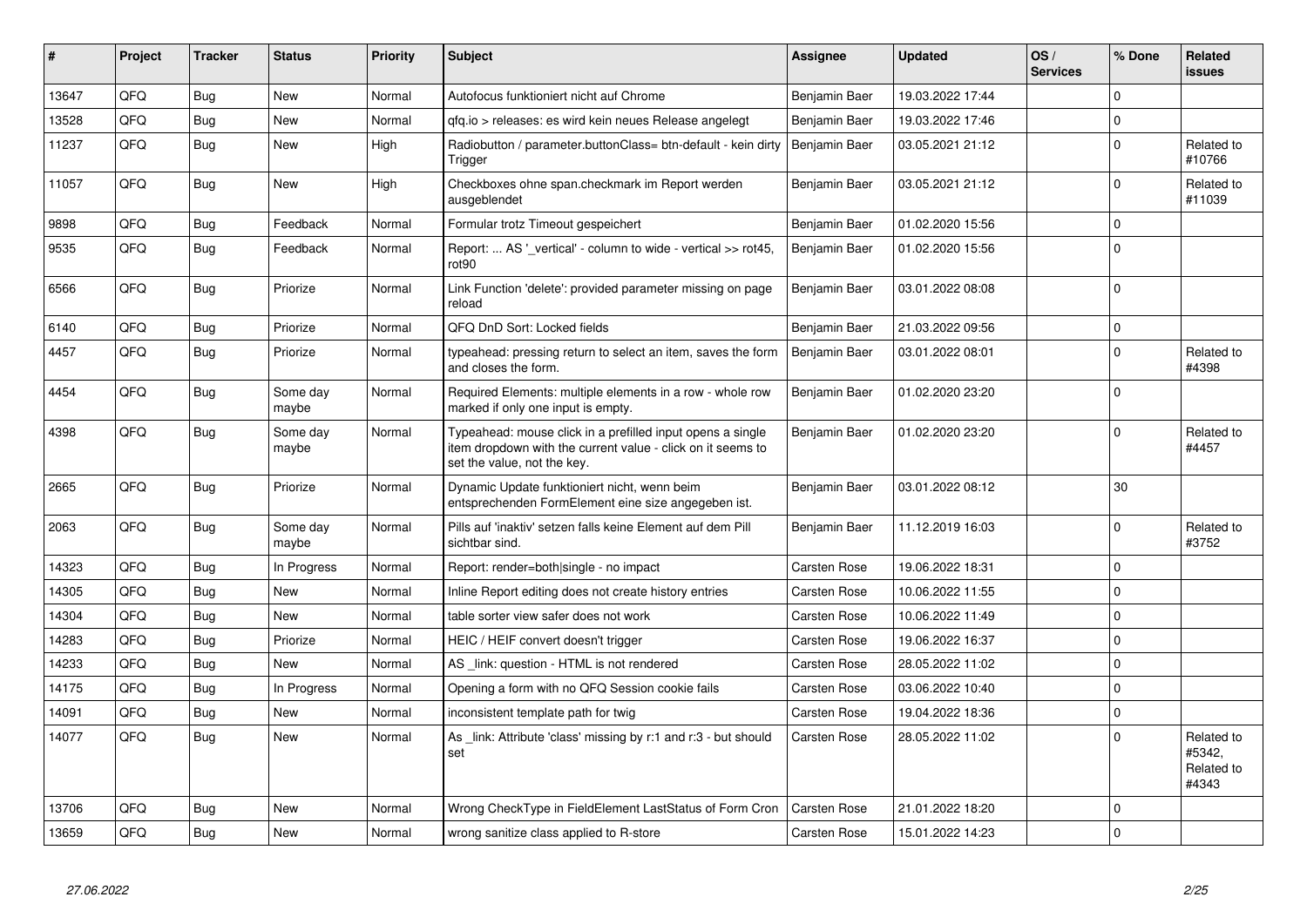| # | Project | Tracker | Status | Priority | Subject | Assignee | Updated | OS / Services | % Done | Related issues |
|---|---|---|---|---|---|---|---|---|---|---|
| 13647 | QFQ | Bug | New | Normal | Autofocus funktioniert nicht auf Chrome | Benjamin Baer | 19.03.2022 17:44 | | 0 | |
| 13528 | QFQ | Bug | New | Normal | qfq.io > releases: es wird kein neues Release angelegt | Benjamin Baer | 19.03.2022 17:46 | | 0 | |
| 11237 | QFQ | Bug | New | High | Radiobutton / parameter.buttonClass= btn-default - kein dirty Trigger | Benjamin Baer | 03.05.2021 21:12 | | 0 | Related to #10766 |
| 11057 | QFQ | Bug | New | High | Checkboxes ohne span.checkmark im Report werden ausgeblendet | Benjamin Baer | 03.05.2021 21:12 | | 0 | Related to #11039 |
| 9898 | QFQ | Bug | Feedback | Normal | Formular trotz Timeout gespeichert | Benjamin Baer | 01.02.2020 15:56 | | 0 | |
| 9535 | QFQ | Bug | Feedback | Normal | Report: ... AS '_vertical' - column to wide - vertical >> rot45, rot90 | Benjamin Baer | 01.02.2020 15:56 | | 0 | |
| 6566 | QFQ | Bug | Priorize | Normal | Link Function 'delete': provided parameter missing on page reload | Benjamin Baer | 03.01.2022 08:08 | | 0 | |
| 6140 | QFQ | Bug | Priorize | Normal | QFQ DnD Sort: Locked fields | Benjamin Baer | 21.03.2022 09:56 | | 0 | |
| 4457 | QFQ | Bug | Priorize | Normal | typeahead: pressing return to select an item, saves the form and closes the form. | Benjamin Baer | 03.01.2022 08:01 | | 0 | Related to #4398 |
| 4454 | QFQ | Bug | Some day maybe | Normal | Required Elements: multiple elements in a row - whole row marked if only one input is empty. | Benjamin Baer | 01.02.2020 23:20 | | 0 | |
| 4398 | QFQ | Bug | Some day maybe | Normal | Typeahead: mouse click in a prefilled input opens a single item dropdown with the current value - click on it seems to set the value, not the key. | Benjamin Baer | 01.02.2020 23:20 | | 0 | Related to #4457 |
| 2665 | QFQ | Bug | Priorize | Normal | Dynamic Update funktioniert nicht, wenn beim entsprechenden FormElement eine size angegeben ist. | Benjamin Baer | 03.01.2022 08:12 | | 30 | |
| 2063 | QFQ | Bug | Some day maybe | Normal | Pills auf 'inaktiv' setzen falls keine Element auf dem Pill sichtbar sind. | Benjamin Baer | 11.12.2019 16:03 | | 0 | Related to #3752 |
| 14323 | QFQ | Bug | In Progress | Normal | Report: render=both|single - no impact | Carsten Rose | 19.06.2022 18:31 | | 0 | |
| 14305 | QFQ | Bug | New | Normal | Inline Report editing does not create history entries | Carsten Rose | 10.06.2022 11:55 | | 0 | |
| 14304 | QFQ | Bug | New | Normal | table sorter view safer does not work | Carsten Rose | 10.06.2022 11:49 | | 0 | |
| 14283 | QFQ | Bug | Priorize | Normal | HEIC / HEIF convert doesn't trigger | Carsten Rose | 19.06.2022 16:37 | | 0 | |
| 14233 | QFQ | Bug | New | Normal | AS _link: question - HTML is not rendered | Carsten Rose | 28.05.2022 11:02 | | 0 | |
| 14175 | QFQ | Bug | In Progress | Normal | Opening a form with no QFQ Session cookie fails | Carsten Rose | 03.06.2022 10:40 | | 0 | |
| 14091 | QFQ | Bug | New | Normal | inconsistent template path for twig | Carsten Rose | 19.04.2022 18:36 | | 0 | |
| 14077 | QFQ | Bug | New | Normal | As _link: Attribute 'class' missing by r:1 and r:3 - but should set | Carsten Rose | 28.05.2022 11:02 | | 0 | Related to #5342, Related to #4343 |
| 13706 | QFQ | Bug | New | Normal | Wrong CheckType in FieldElement LastStatus of Form Cron | Carsten Rose | 21.01.2022 18:20 | | 0 | |
| 13659 | QFQ | Bug | New | Normal | wrong sanitize class applied to R-store | Carsten Rose | 15.01.2022 14:23 | | 0 | |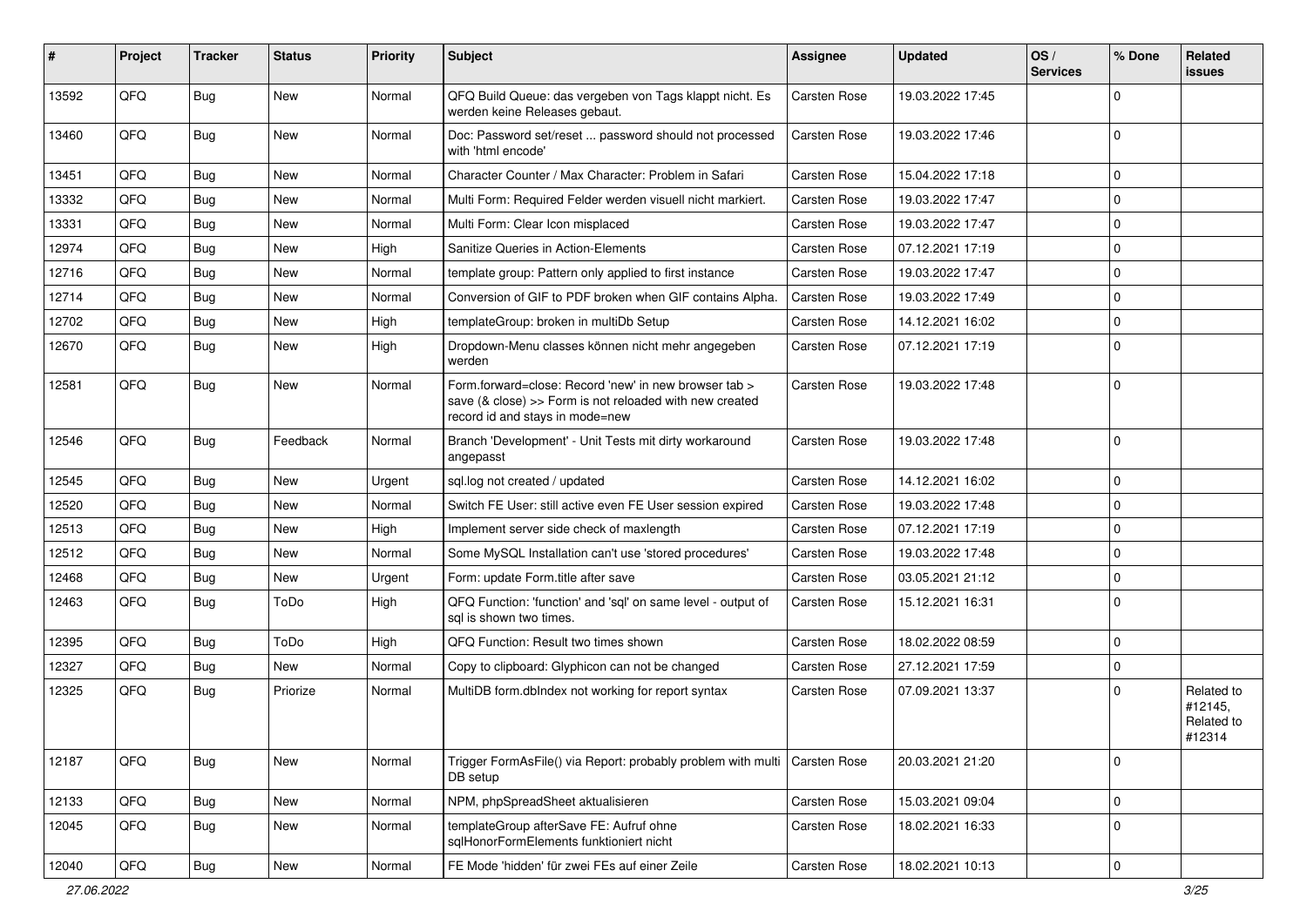| # | Project | Tracker | Status | Priority | Subject | Assignee | Updated | OS / Services | % Done | Related issues |
|---|---|---|---|---|---|---|---|---|---|---|
| 13592 | QFQ | Bug | New | Normal | QFQ Build Queue: das vergeben von Tags klappt nicht. Es werden keine Releases gebaut. | Carsten Rose | 19.03.2022 17:45 | | 0 | |
| 13460 | QFQ | Bug | New | Normal | Doc: Password set/reset ... password should not processed with 'html encode' | Carsten Rose | 19.03.2022 17:46 | | 0 | |
| 13451 | QFQ | Bug | New | Normal | Character Counter / Max Character: Problem in Safari | Carsten Rose | 15.04.2022 17:18 | | 0 | |
| 13332 | QFQ | Bug | New | Normal | Multi Form: Required Felder werden visuell nicht markiert. | Carsten Rose | 19.03.2022 17:47 | | 0 | |
| 13331 | QFQ | Bug | New | Normal | Multi Form: Clear Icon misplaced | Carsten Rose | 19.03.2022 17:47 | | 0 | |
| 12974 | QFQ | Bug | New | High | Sanitize Queries in Action-Elements | Carsten Rose | 07.12.2021 17:19 | | 0 | |
| 12716 | QFQ | Bug | New | Normal | template group: Pattern only applied to first instance | Carsten Rose | 19.03.2022 17:47 | | 0 | |
| 12714 | QFQ | Bug | New | Normal | Conversion of GIF to PDF broken when GIF contains Alpha. | Carsten Rose | 19.03.2022 17:49 | | 0 | |
| 12702 | QFQ | Bug | New | High | templateGroup: broken in multiDb Setup | Carsten Rose | 14.12.2021 16:02 | | 0 | |
| 12670 | QFQ | Bug | New | High | Dropdown-Menu classes können nicht mehr angegeben werden | Carsten Rose | 07.12.2021 17:19 | | 0 | |
| 12581 | QFQ | Bug | New | Normal | Form.forward=close: Record 'new' in new browser tab > save (& close) >> Form is not reloaded with new created record id and stays in mode=new | Carsten Rose | 19.03.2022 17:48 | | 0 | |
| 12546 | QFQ | Bug | Feedback | Normal | Branch 'Development' - Unit Tests mit dirty workaround angepasst | Carsten Rose | 19.03.2022 17:48 | | 0 | |
| 12545 | QFQ | Bug | New | Urgent | sql.log not created / updated | Carsten Rose | 14.12.2021 16:02 | | 0 | |
| 12520 | QFQ | Bug | New | Normal | Switch FE User: still active even FE User session expired | Carsten Rose | 19.03.2022 17:48 | | 0 | |
| 12513 | QFQ | Bug | New | High | Implement server side check of maxlength | Carsten Rose | 07.12.2021 17:19 | | 0 | |
| 12512 | QFQ | Bug | New | Normal | Some MySQL Installation can't use 'stored procedures' | Carsten Rose | 19.03.2022 17:48 | | 0 | |
| 12468 | QFQ | Bug | New | Urgent | Form: update Form.title after save | Carsten Rose | 03.05.2021 21:12 | | 0 | |
| 12463 | QFQ | Bug | ToDo | High | QFQ Function: 'function' and 'sql' on same level - output of sql is shown two times. | Carsten Rose | 15.12.2021 16:31 | | 0 | |
| 12395 | QFQ | Bug | ToDo | High | QFQ Function: Result two times shown | Carsten Rose | 18.02.2022 08:59 | | 0 | |
| 12327 | QFQ | Bug | New | Normal | Copy to clipboard: Glyphicon can not be changed | Carsten Rose | 27.12.2021 17:59 | | 0 | |
| 12325 | QFQ | Bug | Priorize | Normal | MultiDB form.dbIndex not working for report syntax | Carsten Rose | 07.09.2021 13:37 | | 0 | Related to #12145, Related to #12314 |
| 12187 | QFQ | Bug | New | Normal | Trigger FormAsFile() via Report: probably problem with multi DB setup | Carsten Rose | 20.03.2021 21:20 | | 0 | |
| 12133 | QFQ | Bug | New | Normal | NPM, phpSpreadSheet aktualisieren | Carsten Rose | 15.03.2021 09:04 | | 0 | |
| 12045 | QFQ | Bug | New | Normal | templateGroup afterSave FE: Aufruf ohne sqlHonorFormElements funktioniert nicht | Carsten Rose | 18.02.2021 16:33 | | 0 | |
| 12040 | QFQ | Bug | New | Normal | FE Mode 'hidden' für zwei FEs auf einer Zeile | Carsten Rose | 18.02.2021 10:13 | | 0 | |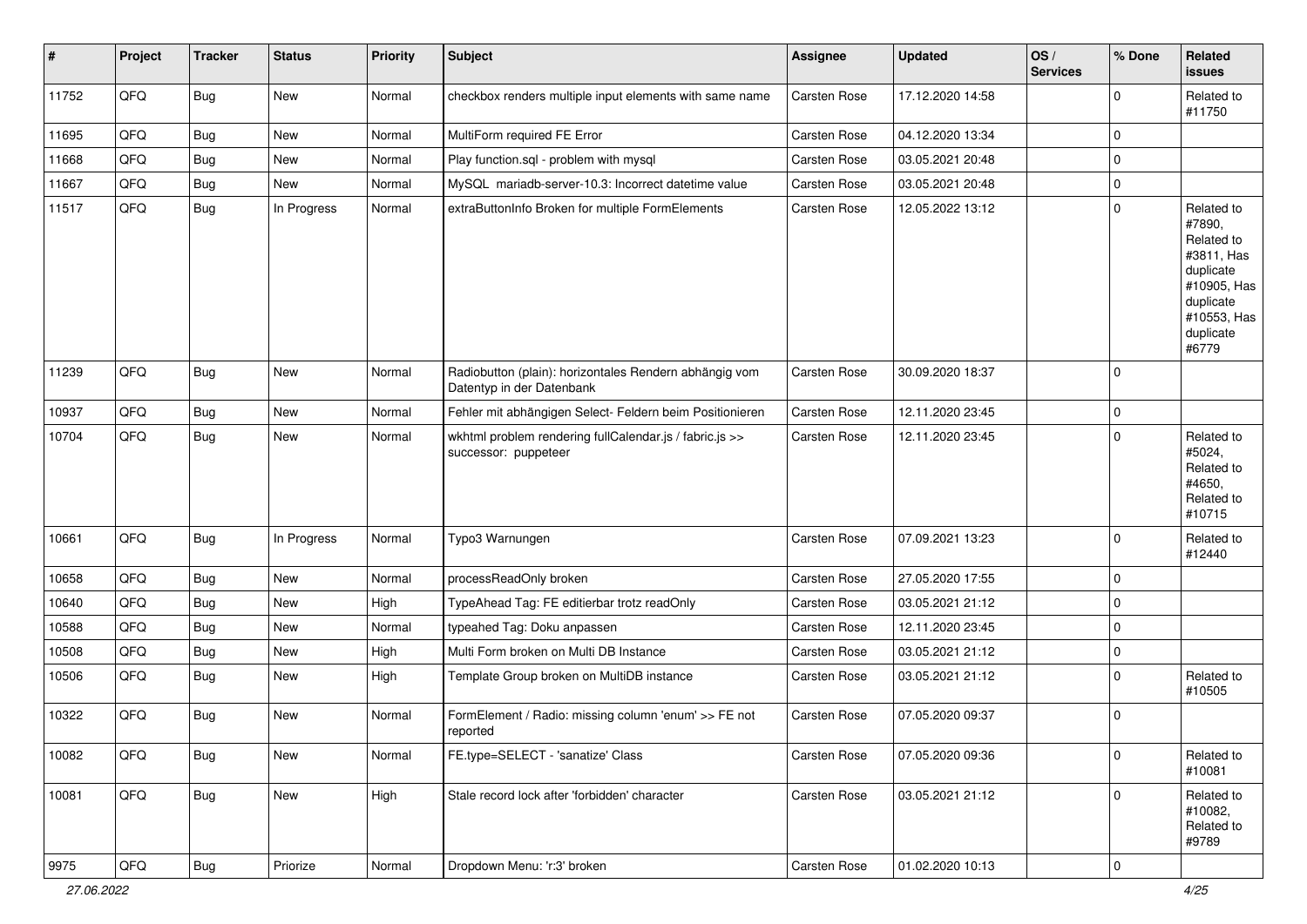| # | Project | Tracker | Status | Priority | Subject | Assignee | Updated | OS / Services | % Done | Related issues |
|---|---|---|---|---|---|---|---|---|---|---|
| 11752 | QFQ | Bug | New | Normal | checkbox renders multiple input elements with same name | Carsten Rose | 17.12.2020 14:58 | | 0 | Related to #11750 |
| 11695 | QFQ | Bug | New | Normal | MultiForm required FE Error | Carsten Rose | 04.12.2020 13:34 | | 0 | |
| 11668 | QFQ | Bug | New | Normal | Play function.sql - problem with mysql | Carsten Rose | 03.05.2021 20:48 | | 0 | |
| 11667 | QFQ | Bug | New | Normal | MySQL mariadb-server-10.3: Incorrect datetime value | Carsten Rose | 03.05.2021 20:48 | | 0 | |
| 11517 | QFQ | Bug | In Progress | Normal | extraButtonInfo Broken for multiple FormElements | Carsten Rose | 12.05.2022 13:12 | | 0 | Related to #7890, Related to #3811, Has duplicate #10905, Has duplicate #10553, Has duplicate #6779 |
| 11239 | QFQ | Bug | New | Normal | Radiobutton (plain): horizontales Rendern abhängig vom Datentyp in der Datenbank | Carsten Rose | 30.09.2020 18:37 | | 0 | |
| 10937 | QFQ | Bug | New | Normal | Fehler mit abhängigen Select- Feldern beim Positionieren | Carsten Rose | 12.11.2020 23:45 | | 0 | |
| 10704 | QFQ | Bug | New | Normal | wkhtml problem rendering fullCalendar.js / fabric.js >> successor: puppeteer | Carsten Rose | 12.11.2020 23:45 | | 0 | Related to #5024, Related to #4650, Related to #10715 |
| 10661 | QFQ | Bug | In Progress | Normal | Typo3 Warnungen | Carsten Rose | 07.09.2021 13:23 | | 0 | Related to #12440 |
| 10658 | QFQ | Bug | New | Normal | processReadOnly broken | Carsten Rose | 27.05.2020 17:55 | | 0 | |
| 10640 | QFQ | Bug | New | High | TypeAhead Tag: FE editierbar trotz readOnly | Carsten Rose | 03.05.2021 21:12 | | 0 | |
| 10588 | QFQ | Bug | New | Normal | typeahed Tag: Doku anpassen | Carsten Rose | 12.11.2020 23:45 | | 0 | |
| 10508 | QFQ | Bug | New | High | Multi Form broken on Multi DB Instance | Carsten Rose | 03.05.2021 21:12 | | 0 | |
| 10506 | QFQ | Bug | New | High | Template Group broken on MultiDB instance | Carsten Rose | 03.05.2021 21:12 | | 0 | Related to #10505 |
| 10322 | QFQ | Bug | New | Normal | FormElement / Radio: missing column 'enum' >> FE not reported | Carsten Rose | 07.05.2020 09:37 | | 0 | |
| 10082 | QFQ | Bug | New | Normal | FE.type=SELECT - 'sanatize' Class | Carsten Rose | 07.05.2020 09:36 | | 0 | Related to #10081 |
| 10081 | QFQ | Bug | New | High | Stale record lock after 'forbidden' character | Carsten Rose | 03.05.2021 21:12 | | 0 | Related to #10082, Related to #9789 |
| 9975 | QFQ | Bug | Priorize | Normal | Dropdown Menu: 'r:3' broken | Carsten Rose | 01.02.2020 10:13 | | 0 | |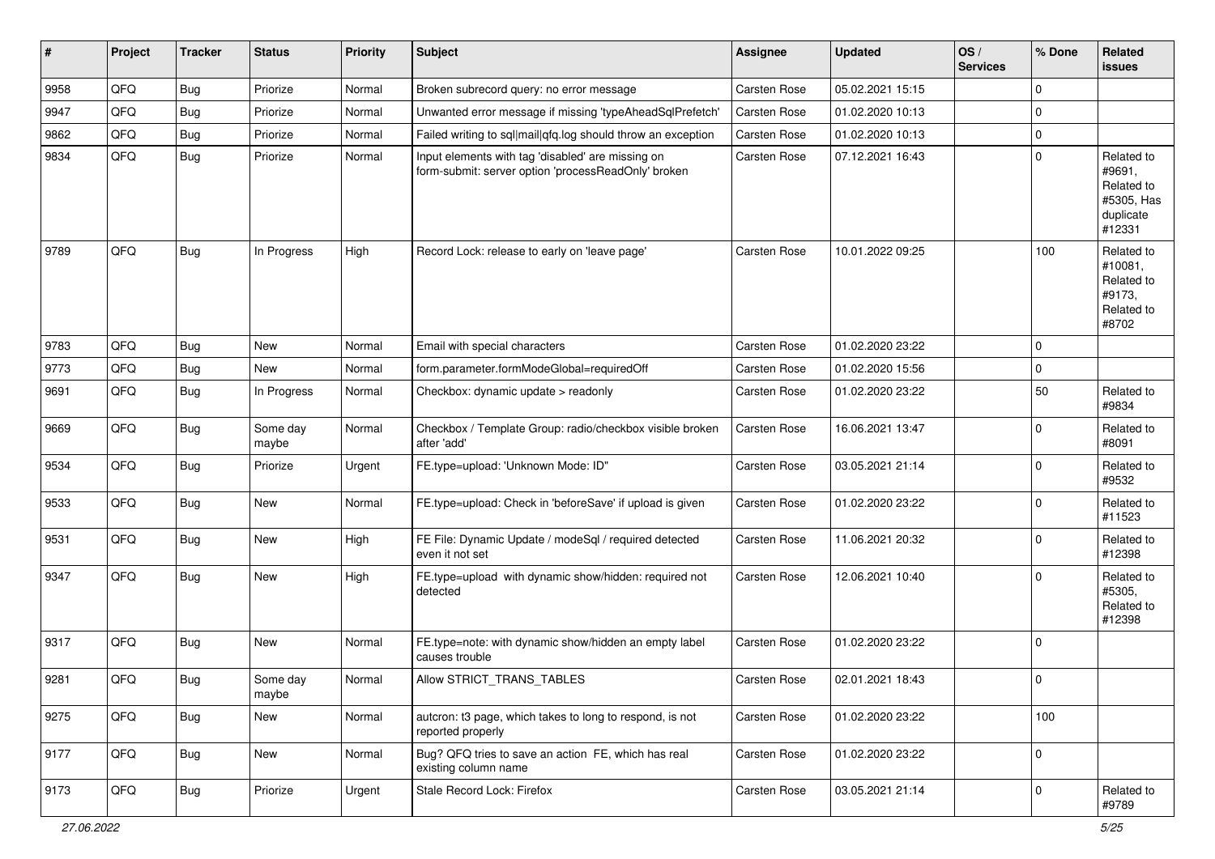| # | Project | Tracker | Status | Priority | Subject | Assignee | Updated | OS / Services | % Done | Related issues |
|---|---|---|---|---|---|---|---|---|---|---|
| 9958 | QFQ | Bug | Priorize | Normal | Broken subrecord query: no error message | Carsten Rose | 05.02.2021 15:15 | | 0 | |
| 9947 | QFQ | Bug | Priorize | Normal | Unwanted error message if missing 'typeAheadSqlPrefetch' | Carsten Rose | 01.02.2020 10:13 | | 0 | |
| 9862 | QFQ | Bug | Priorize | Normal | Failed writing to sql\|mail\|qfq.log should throw an exception | Carsten Rose | 01.02.2020 10:13 | | 0 | |
| 9834 | QFQ | Bug | Priorize | Normal | Input elements with tag 'disabled' are missing on form-submit: server option 'processReadOnly' broken | Carsten Rose | 07.12.2021 16:43 | | 0 | Related to #9691, Related to #5305, Has duplicate #12331 |
| 9789 | QFQ | Bug | In Progress | High | Record Lock: release to early on 'leave page' | Carsten Rose | 10.01.2022 09:25 | | 100 | Related to #10081, Related to #9173, Related to #8702 |
| 9783 | QFQ | Bug | New | Normal | Email with special characters | Carsten Rose | 01.02.2020 23:22 | | 0 | |
| 9773 | QFQ | Bug | New | Normal | form.parameter.formModeGlobal=requiredOff | Carsten Rose | 01.02.2020 15:56 | | 0 | |
| 9691 | QFQ | Bug | In Progress | Normal | Checkbox: dynamic update > readonly | Carsten Rose | 01.02.2020 23:22 | | 50 | Related to #9834 |
| 9669 | QFQ | Bug | Some day maybe | Normal | Checkbox / Template Group: radio/checkbox visible broken after 'add' | Carsten Rose | 16.06.2021 13:47 | | 0 | Related to #8091 |
| 9534 | QFQ | Bug | Priorize | Urgent | FE.type=upload: 'Unknown Mode: ID" | Carsten Rose | 03.05.2021 21:14 | | 0 | Related to #9532 |
| 9533 | QFQ | Bug | New | Normal | FE.type=upload: Check in 'beforeSave' if upload is given | Carsten Rose | 01.02.2020 23:22 | | 0 | Related to #11523 |
| 9531 | QFQ | Bug | New | High | FE File: Dynamic Update / modeSql / required detected even it not set | Carsten Rose | 11.06.2021 20:32 | | 0 | Related to #12398 |
| 9347 | QFQ | Bug | New | High | FE.type=upload with dynamic show/hidden: required not detected | Carsten Rose | 12.06.2021 10:40 | | 0 | Related to #5305, Related to #12398 |
| 9317 | QFQ | Bug | New | Normal | FE.type=note: with dynamic show/hidden an empty label causes trouble | Carsten Rose | 01.02.2020 23:22 | | 0 | |
| 9281 | QFQ | Bug | Some day maybe | Normal | Allow STRICT_TRANS_TABLES | Carsten Rose | 02.01.2021 18:43 | | 0 | |
| 9275 | QFQ | Bug | New | Normal | autcron: t3 page, which takes to long to respond, is not reported properly | Carsten Rose | 01.02.2020 23:22 | | 100 | |
| 9177 | QFQ | Bug | New | Normal | Bug? QFQ tries to save an action FE, which has real existing column name | Carsten Rose | 01.02.2020 23:22 | | 0 | |
| 9173 | QFQ | Bug | Priorize | Urgent | Stale Record Lock: Firefox | Carsten Rose | 03.05.2021 21:14 | | 0 | Related to #9789 |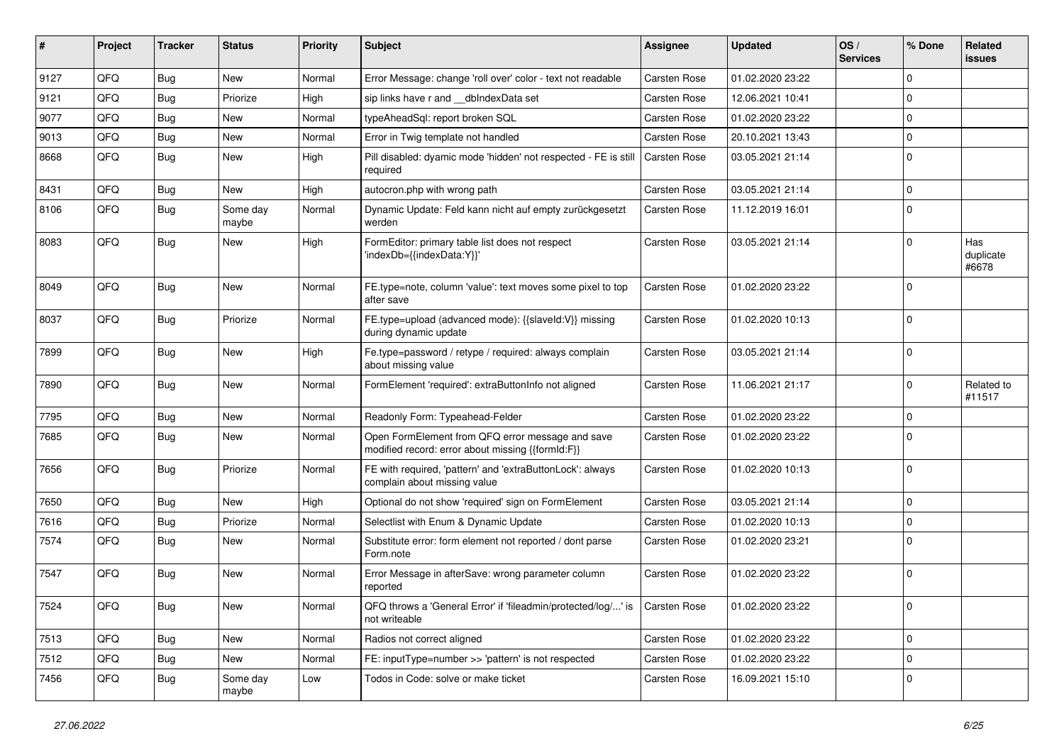| # | Project | Tracker | Status | Priority | Subject | Assignee | Updated | OS / Services | % Done | Related issues |
|---|---|---|---|---|---|---|---|---|---|---|
| 9127 | QFQ | Bug | New | Normal | Error Message: change 'roll over' color - text not readable | Carsten Rose | 01.02.2020 23:22 | | 0 | |
| 9121 | QFQ | Bug | Priorize | High | sip links have r and __dbIndexData set | Carsten Rose | 12.06.2021 10:41 | | 0 | |
| 9077 | QFQ | Bug | New | Normal | typeAheadSql: report broken SQL | Carsten Rose | 01.02.2020 23:22 | | 0 | |
| 9013 | QFQ | Bug | New | Normal | Error in Twig template not handled | Carsten Rose | 20.10.2021 13:43 | | 0 | |
| 8668 | QFQ | Bug | New | High | Pill disabled: dyamic mode 'hidden' not respected - FE is still required | Carsten Rose | 03.05.2021 21:14 | | 0 | |
| 8431 | QFQ | Bug | New | High | autocron.php with wrong path | Carsten Rose | 03.05.2021 21:14 | | 0 | |
| 8106 | QFQ | Bug | Some day maybe | Normal | Dynamic Update: Feld kann nicht auf empty zurückgesetzt werden | Carsten Rose | 11.12.2019 16:01 | | 0 | |
| 8083 | QFQ | Bug | New | High | FormEditor: primary table list does not respect 'indexDb={{indexData:Y}}' | Carsten Rose | 03.05.2021 21:14 | | 0 | Has duplicate #6678 |
| 8049 | QFQ | Bug | New | Normal | FE.type=note, column 'value': text moves some pixel to top after save | Carsten Rose | 01.02.2020 23:22 | | 0 | |
| 8037 | QFQ | Bug | Priorize | Normal | FE.type=upload (advanced mode): {{slaveId:V}} missing during dynamic update | Carsten Rose | 01.02.2020 10:13 | | 0 | |
| 7899 | QFQ | Bug | New | High | Fe.type=password / retype / required: always complain about missing value | Carsten Rose | 03.05.2021 21:14 | | 0 | |
| 7890 | QFQ | Bug | New | Normal | FormElement 'required': extraButtonInfo not aligned | Carsten Rose | 11.06.2021 21:17 | | 0 | Related to #11517 |
| 7795 | QFQ | Bug | New | Normal | Readonly Form: Typeahead-Felder | Carsten Rose | 01.02.2020 23:22 | | 0 | |
| 7685 | QFQ | Bug | New | Normal | Open FormElement from QFQ error message and save modified record: error about missing {{formId:F}} | Carsten Rose | 01.02.2020 23:22 | | 0 | |
| 7656 | QFQ | Bug | Priorize | Normal | FE with required, 'pattern' and 'extraButtonLock': always complain about missing value | Carsten Rose | 01.02.2020 10:13 | | 0 | |
| 7650 | QFQ | Bug | New | High | Optional do not show 'required' sign on FormElement | Carsten Rose | 03.05.2021 21:14 | | 0 | |
| 7616 | QFQ | Bug | Priorize | Normal | Selectlist with Enum & Dynamic Update | Carsten Rose | 01.02.2020 10:13 | | 0 | |
| 7574 | QFQ | Bug | New | Normal | Substitute error: form element not reported / dont parse Form.note | Carsten Rose | 01.02.2020 23:21 | | 0 | |
| 7547 | QFQ | Bug | New | Normal | Error Message in afterSave: wrong parameter column reported | Carsten Rose | 01.02.2020 23:22 | | 0 | |
| 7524 | QFQ | Bug | New | Normal | QFQ throws a 'General Error' if 'fileadmin/protected/log/...' is not writeable | Carsten Rose | 01.02.2020 23:22 | | 0 | |
| 7513 | QFQ | Bug | New | Normal | Radios not correct aligned | Carsten Rose | 01.02.2020 23:22 | | 0 | |
| 7512 | QFQ | Bug | New | Normal | FE: inputType=number >> 'pattern' is not respected | Carsten Rose | 01.02.2020 23:22 | | 0 | |
| 7456 | QFQ | Bug | Some day maybe | Low | Todos in Code: solve or make ticket | Carsten Rose | 16.09.2021 15:10 | | 0 | |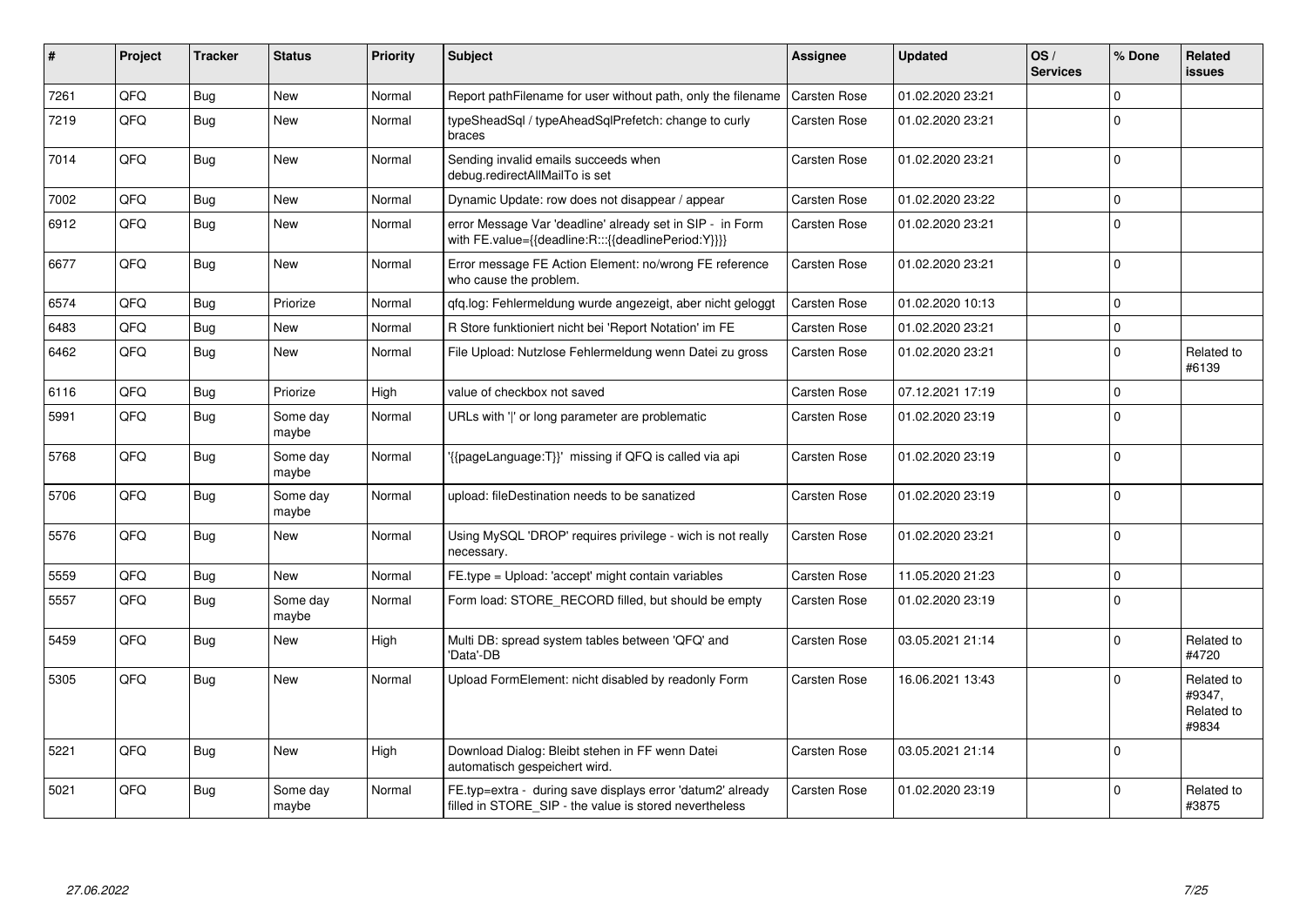| # | Project | Tracker | Status | Priority | Subject | Assignee | Updated | OS / Services | % Done | Related issues |
|---|---|---|---|---|---|---|---|---|---|---|
| 7261 | QFQ | Bug | New | Normal | Report pathFilename for user without path, only the filename | Carsten Rose | 01.02.2020 23:21 | | 0 | |
| 7219 | QFQ | Bug | New | Normal | typeSheadSql / typeAheadSqlPrefetch: change to curly braces | Carsten Rose | 01.02.2020 23:21 | | 0 | |
| 7014 | QFQ | Bug | New | Normal | Sending invalid emails succeeds when debug.redirectAllMailTo is set | Carsten Rose | 01.02.2020 23:21 | | 0 | |
| 7002 | QFQ | Bug | New | Normal | Dynamic Update: row does not disappear / appear | Carsten Rose | 01.02.2020 23:22 | | 0 | |
| 6912 | QFQ | Bug | New | Normal | error Message Var 'deadline' already set in SIP - in Form with FE.value={{deadline:R:::{{deadlinePeriod:Y}}}} | Carsten Rose | 01.02.2020 23:21 | | 0 | |
| 6677 | QFQ | Bug | New | Normal | Error message FE Action Element: no/wrong FE reference who cause the problem. | Carsten Rose | 01.02.2020 23:21 | | 0 | |
| 6574 | QFQ | Bug | Priorize | Normal | qfq.log: Fehlermeldung wurde angezeigt, aber nicht geloggt | Carsten Rose | 01.02.2020 10:13 | | 0 | |
| 6483 | QFQ | Bug | New | Normal | R Store funktioniert nicht bei 'Report Notation' im FE | Carsten Rose | 01.02.2020 23:21 | | 0 | |
| 6462 | QFQ | Bug | New | Normal | File Upload: Nutzlose Fehlermeldung wenn Datei zu gross | Carsten Rose | 01.02.2020 23:21 | | 0 | Related to #6139 |
| 6116 | QFQ | Bug | Priorize | High | value of checkbox not saved | Carsten Rose | 07.12.2021 17:19 | | 0 | |
| 5991 | QFQ | Bug | Some day maybe | Normal | URLs with '\|' or long parameter are problematic | Carsten Rose | 01.02.2020 23:19 | | 0 | |
| 5768 | QFQ | Bug | Some day maybe | Normal | '{{pageLanguage:T}}' missing if QFQ is called via api | Carsten Rose | 01.02.2020 23:19 | | 0 | |
| 5706 | QFQ | Bug | Some day maybe | Normal | upload: fileDestination needs to be sanatized | Carsten Rose | 01.02.2020 23:19 | | 0 | |
| 5576 | QFQ | Bug | New | Normal | Using MySQL 'DROP' requires privilege - wich is not really necessary. | Carsten Rose | 01.02.2020 23:21 | | 0 | |
| 5559 | QFQ | Bug | New | Normal | FE.type = Upload: 'accept' might contain variables | Carsten Rose | 11.05.2020 21:23 | | 0 | |
| 5557 | QFQ | Bug | Some day maybe | Normal | Form load: STORE_RECORD filled, but should be empty | Carsten Rose | 01.02.2020 23:19 | | 0 | |
| 5459 | QFQ | Bug | New | High | Multi DB: spread system tables between 'QFQ' and 'Data'-DB | Carsten Rose | 03.05.2021 21:14 | | 0 | Related to #4720 |
| 5305 | QFQ | Bug | New | Normal | Upload FormElement: nicht disabled by readonly Form | Carsten Rose | 16.06.2021 13:43 | | 0 | Related to #9347, Related to #9834 |
| 5221 | QFQ | Bug | New | High | Download Dialog: Bleibt stehen in FF wenn Datei automatisch gespeichert wird. | Carsten Rose | 03.05.2021 21:14 | | 0 | |
| 5021 | QFQ | Bug | Some day maybe | Normal | FE.typ=extra - during save displays error 'datum2' already filled in STORE_SIP - the value is stored nevertheless | Carsten Rose | 01.02.2020 23:19 | | 0 | Related to #3875 |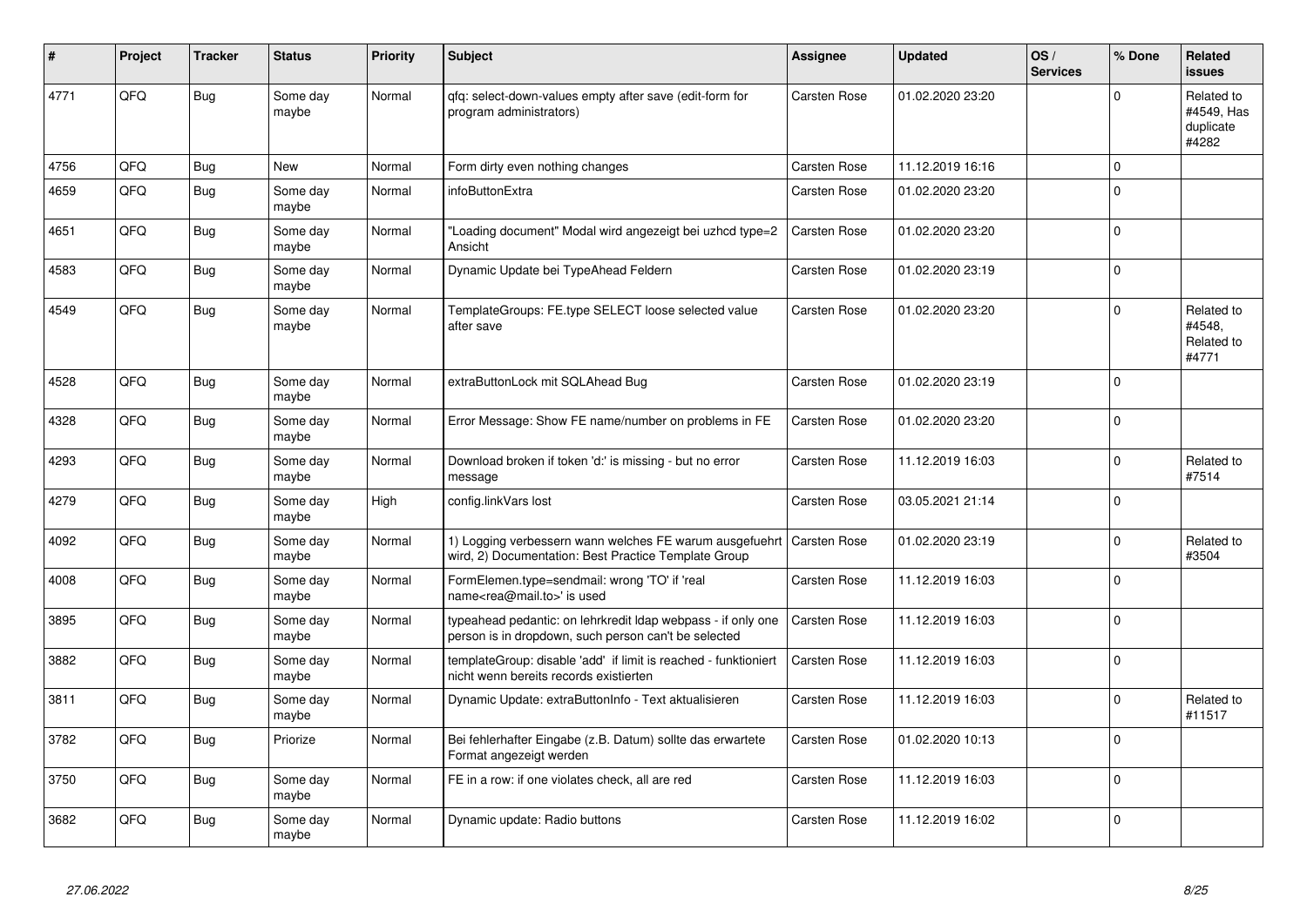| # | Project | Tracker | Status | Priority | Subject | Assignee | Updated | OS / Services | % Done | Related issues |
|---|---|---|---|---|---|---|---|---|---|---|
| 4771 | QFQ | Bug | Some day maybe | Normal | qfq: select-down-values empty after save (edit-form for program administrators) | Carsten Rose | 01.02.2020 23:20 | | 0 | Related to #4549, Has duplicate #4282 |
| 4756 | QFQ | Bug | New | Normal | Form dirty even nothing changes | Carsten Rose | 11.12.2019 16:16 | | 0 | |
| 4659 | QFQ | Bug | Some day maybe | Normal | infoButtonExtra | Carsten Rose | 01.02.2020 23:20 | | 0 | |
| 4651 | QFQ | Bug | Some day maybe | Normal | "Loading document" Modal wird angezeigt bei uzhcd type=2 Ansicht | Carsten Rose | 01.02.2020 23:20 | | 0 | |
| 4583 | QFQ | Bug | Some day maybe | Normal | Dynamic Update bei TypeAhead Feldern | Carsten Rose | 01.02.2020 23:19 | | 0 | |
| 4549 | QFQ | Bug | Some day maybe | Normal | TemplateGroups: FE.type SELECT loose selected value after save | Carsten Rose | 01.02.2020 23:20 | | 0 | Related to #4548, Related to #4771 |
| 4528 | QFQ | Bug | Some day maybe | Normal | extraButtonLock mit SQLAhead Bug | Carsten Rose | 01.02.2020 23:19 | | 0 | |
| 4328 | QFQ | Bug | Some day maybe | Normal | Error Message: Show FE name/number on problems in FE | Carsten Rose | 01.02.2020 23:20 | | 0 | |
| 4293 | QFQ | Bug | Some day maybe | Normal | Download broken if token 'd:' is missing - but no error message | Carsten Rose | 11.12.2019 16:03 | | 0 | Related to #7514 |
| 4279 | QFQ | Bug | Some day maybe | High | config.linkVars lost | Carsten Rose | 03.05.2021 21:14 | | 0 | |
| 4092 | QFQ | Bug | Some day maybe | Normal | 1) Logging verbessern wann welches FE warum ausgefuehrt wird, 2) Documentation: Best Practice Template Group | Carsten Rose | 01.02.2020 23:19 | | 0 | Related to #3504 |
| 4008 | QFQ | Bug | Some day maybe | Normal | FormElemen.type=sendmail: wrong 'TO' if 'real name<rea@mail.to>' is used | Carsten Rose | 11.12.2019 16:03 | | 0 | |
| 3895 | QFQ | Bug | Some day maybe | Normal | typeahead pedantic: on lehrkredit ldap webpass - if only one person is in dropdown, such person can't be selected | Carsten Rose | 11.12.2019 16:03 | | 0 | |
| 3882 | QFQ | Bug | Some day maybe | Normal | templateGroup: disable 'add' if limit is reached - funktioniert nicht wenn bereits records existierten | Carsten Rose | 11.12.2019 16:03 | | 0 | |
| 3811 | QFQ | Bug | Some day maybe | Normal | Dynamic Update: extraButtonInfo - Text aktualisieren | Carsten Rose | 11.12.2019 16:03 | | 0 | Related to #11517 |
| 3782 | QFQ | Bug | Priorize | Normal | Bei fehlerhafter Eingabe (z.B. Datum) sollte das erwartete Format angezeigt werden | Carsten Rose | 01.02.2020 10:13 | | 0 | |
| 3750 | QFQ | Bug | Some day maybe | Normal | FE in a row: if one violates check, all are red | Carsten Rose | 11.12.2019 16:03 | | 0 | |
| 3682 | QFQ | Bug | Some day maybe | Normal | Dynamic update: Radio buttons | Carsten Rose | 11.12.2019 16:02 | | 0 | |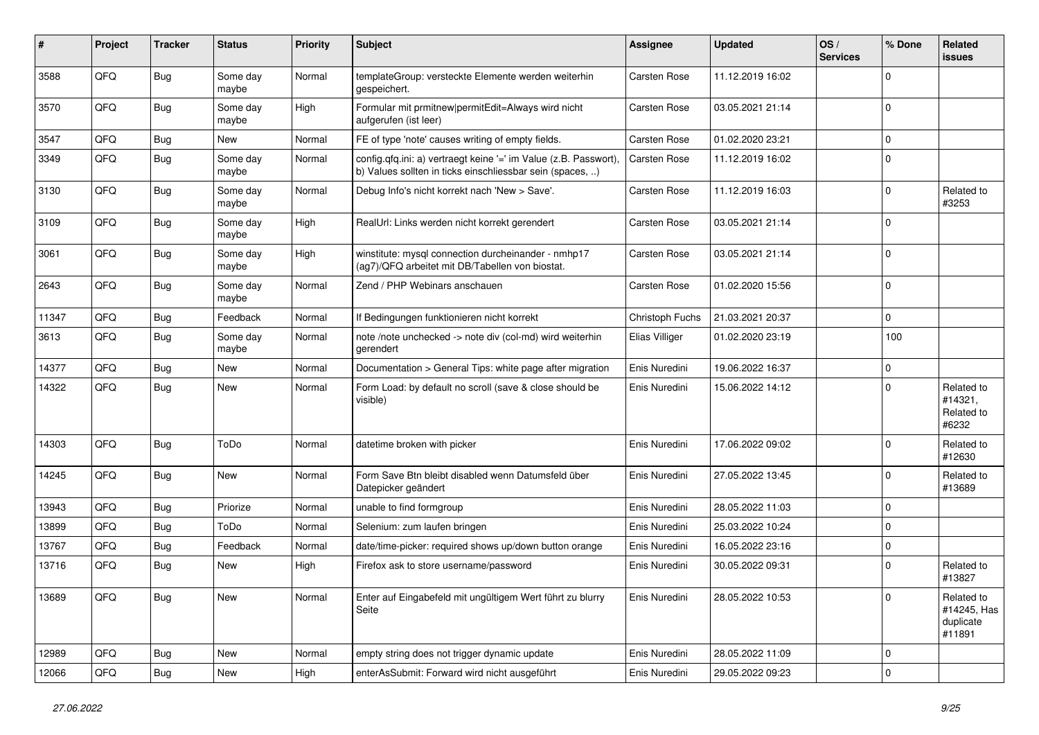| # | Project | Tracker | Status | Priority | Subject | Assignee | Updated | OS / Services | % Done | Related issues |
|---|---|---|---|---|---|---|---|---|---|---|
| 3588 | QFQ | Bug | Some day maybe | Normal | templateGroup: versteckte Elemente werden weiterhin gespeichert. | Carsten Rose | 11.12.2019 16:02 | | 0 | |
| 3570 | QFQ | Bug | Some day maybe | High | Formular mit prmitnew\|permitEdit=Always wird nicht aufgerufen (ist leer) | Carsten Rose | 03.05.2021 21:14 | | 0 | |
| 3547 | QFQ | Bug | New | Normal | FE of type 'note' causes writing of empty fields. | Carsten Rose | 01.02.2020 23:21 | | 0 | |
| 3349 | QFQ | Bug | Some day maybe | Normal | config.qfq.ini: a) vertraegt keine '=' im Value (z.B. Passwort), b) Values sollten in ticks einschliessbar sein (spaces, ..) | Carsten Rose | 11.12.2019 16:02 | | 0 | |
| 3130 | QFQ | Bug | Some day maybe | Normal | Debug Info's nicht korrekt nach 'New > Save'. | Carsten Rose | 11.12.2019 16:03 | | 0 | Related to #3253 |
| 3109 | QFQ | Bug | Some day maybe | High | RealUrl: Links werden nicht korrekt gerendert | Carsten Rose | 03.05.2021 21:14 | | 0 | |
| 3061 | QFQ | Bug | Some day maybe | High | winstitute: mysql connection durcheinander - nmhp17 (ag7)/QFQ arbeitet mit DB/Tabellen von biostat. | Carsten Rose | 03.05.2021 21:14 | | 0 | |
| 2643 | QFQ | Bug | Some day maybe | Normal | Zend / PHP Webinars anschauen | Carsten Rose | 01.02.2020 15:56 | | 0 | |
| 11347 | QFQ | Bug | Feedback | Normal | If Bedingungen funktionieren nicht korrekt | Christoph Fuchs | 21.03.2021 20:37 | | 0 | |
| 3613 | QFQ | Bug | Some day maybe | Normal | note /note unchecked -> note div (col-md) wird weiterhin gerendert | Elias Villiger | 01.02.2020 23:19 | | 100 | |
| 14377 | QFQ | Bug | New | Normal | Documentation > General Tips: white page after migration | Enis Nuredini | 19.06.2022 16:37 | | 0 | |
| 14322 | QFQ | Bug | New | Normal | Form Load: by default no scroll (save & close should be visible) | Enis Nuredini | 15.06.2022 14:12 | | 0 | Related to #14321, Related to #6232 |
| 14303 | QFQ | Bug | ToDo | Normal | datetime broken with picker | Enis Nuredini | 17.06.2022 09:02 | | 0 | Related to #12630 |
| 14245 | QFQ | Bug | New | Normal | Form Save Btn bleibt disabled wenn Datumsfeld über Datepicker geändert | Enis Nuredini | 27.05.2022 13:45 | | 0 | Related to #13689 |
| 13943 | QFQ | Bug | Priorize | Normal | unable to find formgroup | Enis Nuredini | 28.05.2022 11:03 | | 0 | |
| 13899 | QFQ | Bug | ToDo | Normal | Selenium: zum laufen bringen | Enis Nuredini | 25.03.2022 10:24 | | 0 | |
| 13767 | QFQ | Bug | Feedback | Normal | date/time-picker: required shows up/down button orange | Enis Nuredini | 16.05.2022 23:16 | | 0 | |
| 13716 | QFQ | Bug | New | High | Firefox ask to store username/password | Enis Nuredini | 30.05.2022 09:31 | | 0 | Related to #13827 |
| 13689 | QFQ | Bug | New | Normal | Enter auf Eingabefeld mit ungültigem Wert führt zu blurry Seite | Enis Nuredini | 28.05.2022 10:53 | | 0 | Related to #14245, Has duplicate #11891 |
| 12989 | QFQ | Bug | New | Normal | empty string does not trigger dynamic update | Enis Nuredini | 28.05.2022 11:09 | | 0 | |
| 12066 | QFQ | Bug | New | High | enterAsSubmit: Forward wird nicht ausgeführt | Enis Nuredini | 29.05.2022 09:23 | | 0 | |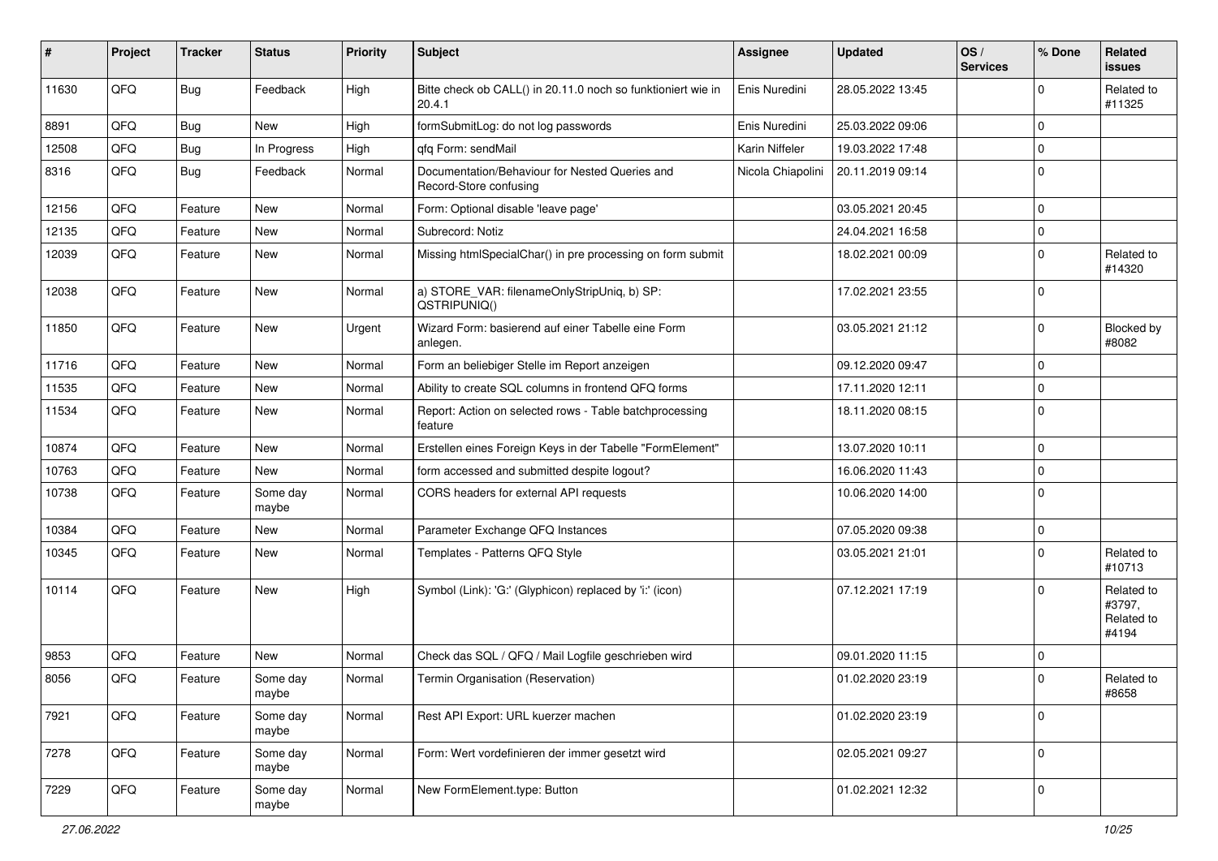| # | Project | Tracker | Status | Priority | Subject | Assignee | Updated | OS / Services | % Done | Related issues |
|---|---|---|---|---|---|---|---|---|---|---|
| 11630 | QFQ | Bug | Feedback | High | Bitte check ob CALL() in 20.11.0 noch so funktioniert wie in 20.4.1 | Enis Nuredini | 28.05.2022 13:45 | | 0 | Related to #11325 |
| 8891 | QFQ | Bug | New | High | formSubmitLog: do not log passwords | Enis Nuredini | 25.03.2022 09:06 | | 0 | |
| 12508 | QFQ | Bug | In Progress | High | qfq Form: sendMail | Karin Niffeler | 19.03.2022 17:48 | | 0 | |
| 8316 | QFQ | Bug | Feedback | Normal | Documentation/Behaviour for Nested Queries and Record-Store confusing | Nicola Chiapolini | 20.11.2019 09:14 | | 0 | |
| 12156 | QFQ | Feature | New | Normal | Form: Optional disable 'leave page' | | 03.05.2021 20:45 | | 0 | |
| 12135 | QFQ | Feature | New | Normal | Subrecord: Notiz | | 24.04.2021 16:58 | | 0 | |
| 12039 | QFQ | Feature | New | Normal | Missing htmlSpecialChar() in pre processing on form submit | | 18.02.2021 00:09 | | 0 | Related to #14320 |
| 12038 | QFQ | Feature | New | Normal | a) STORE_VAR: filenameOnlyStripUniq, b) SP: QSTRIPUNIQ() | | 17.02.2021 23:55 | | 0 | |
| 11850 | QFQ | Feature | New | Urgent | Wizard Form: basierend auf einer Tabelle eine Form anlegen. | | 03.05.2021 21:12 | | 0 | Blocked by #8082 |
| 11716 | QFQ | Feature | New | Normal | Form an beliebiger Stelle im Report anzeigen | | 09.12.2020 09:47 | | 0 | |
| 11535 | QFQ | Feature | New | Normal | Ability to create SQL columns in frontend QFQ forms | | 17.11.2020 12:11 | | 0 | |
| 11534 | QFQ | Feature | New | Normal | Report: Action on selected rows - Table batchprocessing feature | | 18.11.2020 08:15 | | 0 | |
| 10874 | QFQ | Feature | New | Normal | Erstellen eines Foreign Keys in der Tabelle "FormElement" | | 13.07.2020 10:11 | | 0 | |
| 10763 | QFQ | Feature | New | Normal | form accessed and submitted despite logout? | | 16.06.2020 11:43 | | 0 | |
| 10738 | QFQ | Feature | Some day maybe | Normal | CORS headers for external API requests | | 10.06.2020 14:00 | | 0 | |
| 10384 | QFQ | Feature | New | Normal | Parameter Exchange QFQ Instances | | 07.05.2020 09:38 | | 0 | |
| 10345 | QFQ | Feature | New | Normal | Templates - Patterns QFQ Style | | 03.05.2021 21:01 | | 0 | Related to #10713 |
| 10114 | QFQ | Feature | New | High | Symbol (Link): 'G:' (Glyphicon) replaced by 'i:' (icon) | | 07.12.2021 17:19 | | 0 | Related to #3797, Related to #4194 |
| 9853 | QFQ | Feature | New | Normal | Check das SQL / QFQ / Mail Logfile geschrieben wird | | 09.01.2020 11:15 | | 0 | |
| 8056 | QFQ | Feature | Some day maybe | Normal | Termin Organisation (Reservation) | | 01.02.2020 23:19 | | 0 | Related to #8658 |
| 7921 | QFQ | Feature | Some day maybe | Normal | Rest API Export: URL kuerzer machen | | 01.02.2020 23:19 | | 0 | |
| 7278 | QFQ | Feature | Some day maybe | Normal | Form: Wert vordefinieren der immer gesetzt wird | | 02.05.2021 09:27 | | 0 | |
| 7229 | QFQ | Feature | Some day maybe | Normal | New FormElement.type: Button | | 01.02.2021 12:32 | | 0 | |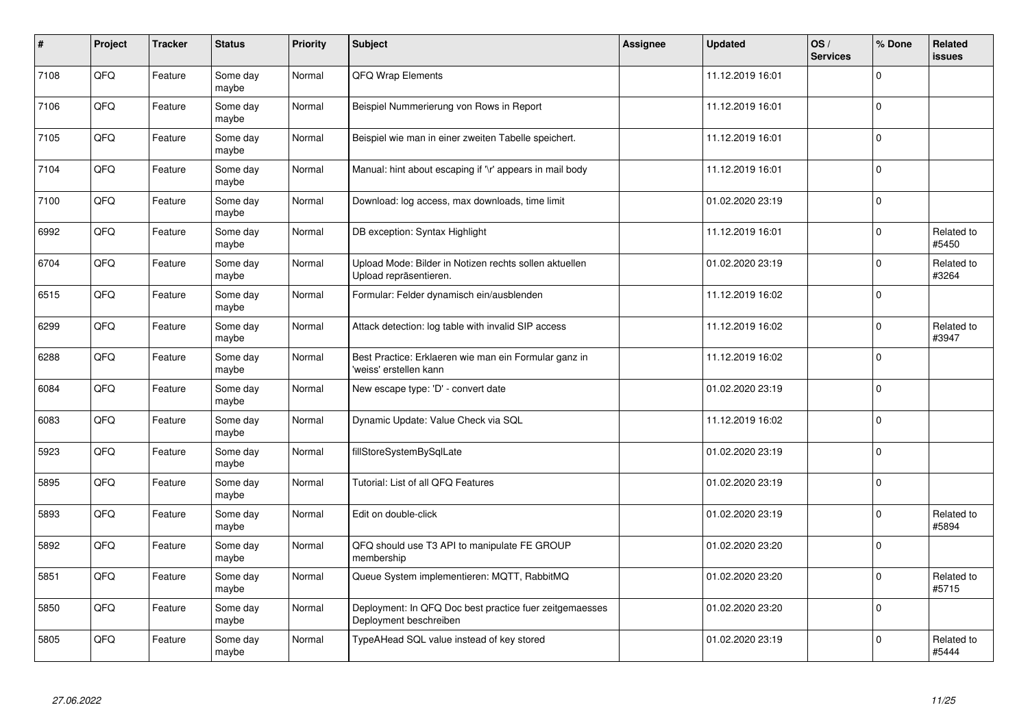| # | Project | Tracker | Status | Priority | Subject | Assignee | Updated | OS / Services | % Done | Related issues |
|---|---|---|---|---|---|---|---|---|---|---|
| 7108 | QFQ | Feature | Some day maybe | Normal | QFQ Wrap Elements | | 11.12.2019 16:01 | | 0 | |
| 7106 | QFQ | Feature | Some day maybe | Normal | Beispiel Nummerierung von Rows in Report | | 11.12.2019 16:01 | | 0 | |
| 7105 | QFQ | Feature | Some day maybe | Normal | Beispiel wie man in einer zweiten Tabelle speichert. | | 11.12.2019 16:01 | | 0 | |
| 7104 | QFQ | Feature | Some day maybe | Normal | Manual: hint about escaping if '\r' appears in mail body | | 11.12.2019 16:01 | | 0 | |
| 7100 | QFQ | Feature | Some day maybe | Normal | Download: log access, max downloads, time limit | | 01.02.2020 23:19 | | 0 | |
| 6992 | QFQ | Feature | Some day maybe | Normal | DB exception: Syntax Highlight | | 11.12.2019 16:01 | | 0 | Related to #5450 |
| 6704 | QFQ | Feature | Some day maybe | Normal | Upload Mode: Bilder in Notizen rechts sollen aktuellen Upload repräsentieren. | | 01.02.2020 23:19 | | 0 | Related to #3264 |
| 6515 | QFQ | Feature | Some day maybe | Normal | Formular: Felder dynamisch ein/ausblenden | | 11.12.2019 16:02 | | 0 | |
| 6299 | QFQ | Feature | Some day maybe | Normal | Attack detection: log table with invalid SIP access | | 11.12.2019 16:02 | | 0 | Related to #3947 |
| 6288 | QFQ | Feature | Some day maybe | Normal | Best Practice: Erklaeren wie man ein Formular ganz in 'weiss' erstellen kann | | 11.12.2019 16:02 | | 0 | |
| 6084 | QFQ | Feature | Some day maybe | Normal | New escape type: 'D' - convert date | | 01.02.2020 23:19 | | 0 | |
| 6083 | QFQ | Feature | Some day maybe | Normal | Dynamic Update: Value Check via SQL | | 11.12.2019 16:02 | | 0 | |
| 5923 | QFQ | Feature | Some day maybe | Normal | fillStoreSystemBySqlLate | | 01.02.2020 23:19 | | 0 | |
| 5895 | QFQ | Feature | Some day maybe | Normal | Tutorial: List of all QFQ Features | | 01.02.2020 23:19 | | 0 | |
| 5893 | QFQ | Feature | Some day maybe | Normal | Edit on double-click | | 01.02.2020 23:19 | | 0 | Related to #5894 |
| 5892 | QFQ | Feature | Some day maybe | Normal | QFQ should use T3 API to manipulate FE GROUP membership | | 01.02.2020 23:20 | | 0 | |
| 5851 | QFQ | Feature | Some day maybe | Normal | Queue System implementieren: MQTT, RabbitMQ | | 01.02.2020 23:20 | | 0 | Related to #5715 |
| 5850 | QFQ | Feature | Some day maybe | Normal | Deployment: In QFQ Doc best practice fuer zeitgemaesses Deployment beschreiben | | 01.02.2020 23:20 | | 0 | |
| 5805 | QFQ | Feature | Some day maybe | Normal | TypeAHead SQL value instead of key stored | | 01.02.2020 23:19 | | 0 | Related to #5444 |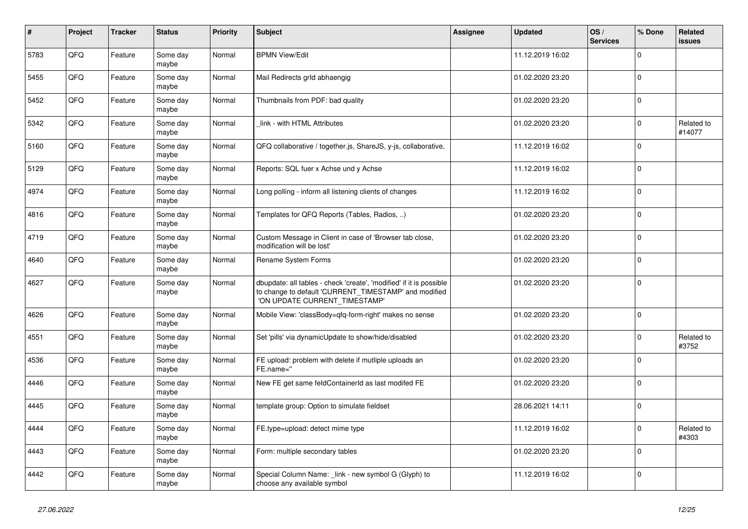| # | Project | Tracker | Status | Priority | Subject | Assignee | Updated | OS / Services | % Done | Related issues |
|---|---|---|---|---|---|---|---|---|---|---|
| 5783 | QFQ | Feature | Some day maybe | Normal | BPMN View/Edit | | 11.12.2019 16:02 | | 0 | |
| 5455 | QFQ | Feature | Some day maybe | Normal | Mail Redirects grld abhaengig | | 01.02.2020 23:20 | | 0 | |
| 5452 | QFQ | Feature | Some day maybe | Normal | Thumbnails from PDF: bad quality | | 01.02.2020 23:20 | | 0 | |
| 5342 | QFQ | Feature | Some day maybe | Normal | _link - with HTML Attributes | | 01.02.2020 23:20 | | 0 | Related to #14077 |
| 5160 | QFQ | Feature | Some day maybe | Normal | QFQ collaborative / together.js, ShareJS, y-js, collaborative, | | 11.12.2019 16:02 | | 0 | |
| 5129 | QFQ | Feature | Some day maybe | Normal | Reports: SQL fuer x Achse und y Achse | | 11.12.2019 16:02 | | 0 | |
| 4974 | QFQ | Feature | Some day maybe | Normal | Long polling - inform all listening clients of changes | | 11.12.2019 16:02 | | 0 | |
| 4816 | QFQ | Feature | Some day maybe | Normal | Templates for QFQ Reports (Tables, Radios, ..) | | 01.02.2020 23:20 | | 0 | |
| 4719 | QFQ | Feature | Some day maybe | Normal | Custom Message in Client in case of 'Browser tab close, modification will be lost' | | 01.02.2020 23:20 | | 0 | |
| 4640 | QFQ | Feature | Some day maybe | Normal | Rename System Forms | | 01.02.2020 23:20 | | 0 | |
| 4627 | QFQ | Feature | Some day maybe | Normal | dbupdate: all tables - check 'create', 'modified' if it is possible to change to default 'CURRENT_TIMESTAMP' and modified 'ON UPDATE CURRENT_TIMESTAMP' | | 01.02.2020 23:20 | | 0 | |
| 4626 | QFQ | Feature | Some day maybe | Normal | Mobile View: 'classBody=qfq-form-right' makes no sense | | 01.02.2020 23:20 | | 0 | |
| 4551 | QFQ | Feature | Some day maybe | Normal | Set 'pills' via dynamicUpdate to show/hide/disabled | | 01.02.2020 23:20 | | 0 | Related to #3752 |
| 4536 | QFQ | Feature | Some day maybe | Normal | FE upload: problem with delete if mutliple uploads an FE.name='' | | 01.02.2020 23:20 | | 0 | |
| 4446 | QFQ | Feature | Some day maybe | Normal | New FE get same feldContainerId as last modifed FE | | 01.02.2020 23:20 | | 0 | |
| 4445 | QFQ | Feature | Some day maybe | Normal | template group: Option to simulate fieldset | | 28.06.2021 14:11 | | 0 | |
| 4444 | QFQ | Feature | Some day maybe | Normal | FE.type=upload: detect mime type | | 11.12.2019 16:02 | | 0 | Related to #4303 |
| 4443 | QFQ | Feature | Some day maybe | Normal | Form: multiple secondary tables | | 01.02.2020 23:20 | | 0 | |
| 4442 | QFQ | Feature | Some day maybe | Normal | Special Column Name: _link - new symbol G (Glyph) to choose any available symbol | | 11.12.2019 16:02 | | 0 | |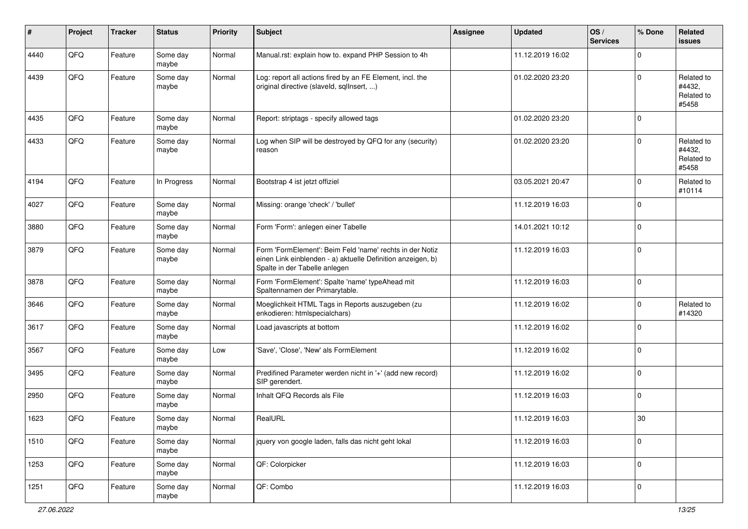| # | Project | Tracker | Status | Priority | Subject | Assignee | Updated | OS / Services | % Done | Related issues |
|---|---|---|---|---|---|---|---|---|---|---|
| 4440 | QFQ | Feature | Some day maybe | Normal | Manual.rst: explain how to. expand PHP Session to 4h | | 11.12.2019 16:02 | | 0 | |
| 4439 | QFQ | Feature | Some day maybe | Normal | Log: report all actions fired by an FE Element, incl. the original directive (slaveId, sqlInsert, ...) | | 01.02.2020 23:20 | | 0 | Related to #4432, Related to #5458 |
| 4435 | QFQ | Feature | Some day maybe | Normal | Report: striptags - specify allowed tags | | 01.02.2020 23:20 | | 0 | |
| 4433 | QFQ | Feature | Some day maybe | Normal | Log when SIP will be destroyed by QFQ for any (security) reason | | 01.02.2020 23:20 | | 0 | Related to #4432, Related to #5458 |
| 4194 | QFQ | Feature | In Progress | Normal | Bootstrap 4 ist jetzt offiziel | | 03.05.2021 20:47 | | 0 | Related to #10114 |
| 4027 | QFQ | Feature | Some day maybe | Normal | Missing: orange 'check' / 'bullet' | | 11.12.2019 16:03 | | 0 | |
| 3880 | QFQ | Feature | Some day maybe | Normal | Form 'Form': anlegen einer Tabelle | | 14.01.2021 10:12 | | 0 | |
| 3879 | QFQ | Feature | Some day maybe | Normal | Form 'FormElement': Beim Feld 'name' rechts in der Notiz einen Link einblenden - a) aktuelle Definition anzeigen, b) Spalte in der Tabelle anlegen | | 11.12.2019 16:03 | | 0 | |
| 3878 | QFQ | Feature | Some day maybe | Normal | Form 'FormElement': Spalte 'name' typeAhead mit Spaltennamen der Primarytable. | | 11.12.2019 16:03 | | 0 | |
| 3646 | QFQ | Feature | Some day maybe | Normal | Moeglichkeit HTML Tags in Reports auszugeben (zu enkodieren: htmlspecialchars) | | 11.12.2019 16:02 | | 0 | Related to #14320 |
| 3617 | QFQ | Feature | Some day maybe | Normal | Load javascripts at bottom | | 11.12.2019 16:02 | | 0 | |
| 3567 | QFQ | Feature | Some day maybe | Low | 'Save', 'Close', 'New' als FormElement | | 11.12.2019 16:02 | | 0 | |
| 3495 | QFQ | Feature | Some day maybe | Normal | Predifined Parameter werden nicht in '+' (add new record) SIP gerendert. | | 11.12.2019 16:02 | | 0 | |
| 2950 | QFQ | Feature | Some day maybe | Normal | Inhalt QFQ Records als File | | 11.12.2019 16:03 | | 0 | |
| 1623 | QFQ | Feature | Some day maybe | Normal | RealURL | | 11.12.2019 16:03 | | 30 | |
| 1510 | QFQ | Feature | Some day maybe | Normal | jquery von google laden, falls das nicht geht lokal | | 11.12.2019 16:03 | | 0 | |
| 1253 | QFQ | Feature | Some day maybe | Normal | QF: Colorpicker | | 11.12.2019 16:03 | | 0 | |
| 1251 | QFQ | Feature | Some day maybe | Normal | QF: Combo | | 11.12.2019 16:03 | | 0 | |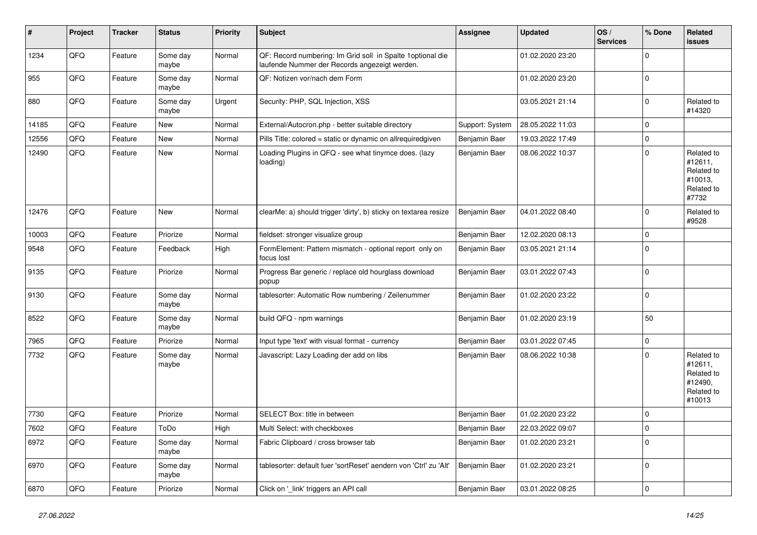| # | Project | Tracker | Status | Priority | Subject | Assignee | Updated | OS / Services | % Done | Related issues |
|---|---|---|---|---|---|---|---|---|---|---|
| 1234 | QFQ | Feature | Some day maybe | Normal | QF: Record numbering: Im Grid soll in Spalte 1optional die laufende Nummer der Records angezeigt werden. | | 01.02.2020 23:20 | | 0 | |
| 955 | QFQ | Feature | Some day maybe | Normal | QF: Notizen vor/nach dem Form | | 01.02.2020 23:20 | | 0 | |
| 880 | QFQ | Feature | Some day maybe | Urgent | Security: PHP, SQL Injection, XSS | | 03.05.2021 21:14 | | 0 | Related to #14320 |
| 14185 | QFQ | Feature | New | Normal | External/Autocron.php - better suitable directory | Support: System | 28.05.2022 11:03 | | 0 | |
| 12556 | QFQ | Feature | New | Normal | Pills Title: colored = static or dynamic on allrequiredgiven | Benjamin Baer | 19.03.2022 17:49 | | 0 | |
| 12490 | QFQ | Feature | New | Normal | Loading Plugins in QFQ - see what tinymce does. (lazy loading) | Benjamin Baer | 08.06.2022 10:37 | | 0 | Related to #12611, Related to #10013, Related to #7732 |
| 12476 | QFQ | Feature | New | Normal | clearMe: a) should trigger 'dirty', b) sticky on textarea resize | Benjamin Baer | 04.01.2022 08:40 | | 0 | Related to #9528 |
| 10003 | QFQ | Feature | Priorize | Normal | fieldset: stronger visualize group | Benjamin Baer | 12.02.2020 08:13 | | 0 | |
| 9548 | QFQ | Feature | Feedback | High | FormElement: Pattern mismatch - optional report only on focus lost | Benjamin Baer | 03.05.2021 21:14 | | 0 | |
| 9135 | QFQ | Feature | Priorize | Normal | Progress Bar generic / replace old hourglass download popup | Benjamin Baer | 03.01.2022 07:43 | | 0 | |
| 9130 | QFQ | Feature | Some day maybe | Normal | tablesorter: Automatic Row numbering / Zeilenummer | Benjamin Baer | 01.02.2020 23:22 | | 0 | |
| 8522 | QFQ | Feature | Some day maybe | Normal | build QFQ - npm warnings | Benjamin Baer | 01.02.2020 23:19 | | 50 | |
| 7965 | QFQ | Feature | Priorize | Normal | Input type 'text' with visual format - currency | Benjamin Baer | 03.01.2022 07:45 | | 0 | |
| 7732 | QFQ | Feature | Some day maybe | Normal | Javascript: Lazy Loading der add on libs | Benjamin Baer | 08.06.2022 10:38 | | 0 | Related to #12611, Related to #12490, Related to #10013 |
| 7730 | QFQ | Feature | Priorize | Normal | SELECT Box: title in between | Benjamin Baer | 01.02.2020 23:22 | | 0 | |
| 7602 | QFQ | Feature | ToDo | High | Multi Select: with checkboxes | Benjamin Baer | 22.03.2022 09:07 | | 0 | |
| 6972 | QFQ | Feature | Some day maybe | Normal | Fabric Clipboard / cross browser tab | Benjamin Baer | 01.02.2020 23:21 | | 0 | |
| 6970 | QFQ | Feature | Some day maybe | Normal | tablesorter: default fuer 'sortReset' aendern von 'Ctrl' zu 'Alt' | Benjamin Baer | 01.02.2020 23:21 | | 0 | |
| 6870 | QFQ | Feature | Priorize | Normal | Click on '_link' triggers an API call | Benjamin Baer | 03.01.2022 08:25 | | 0 | |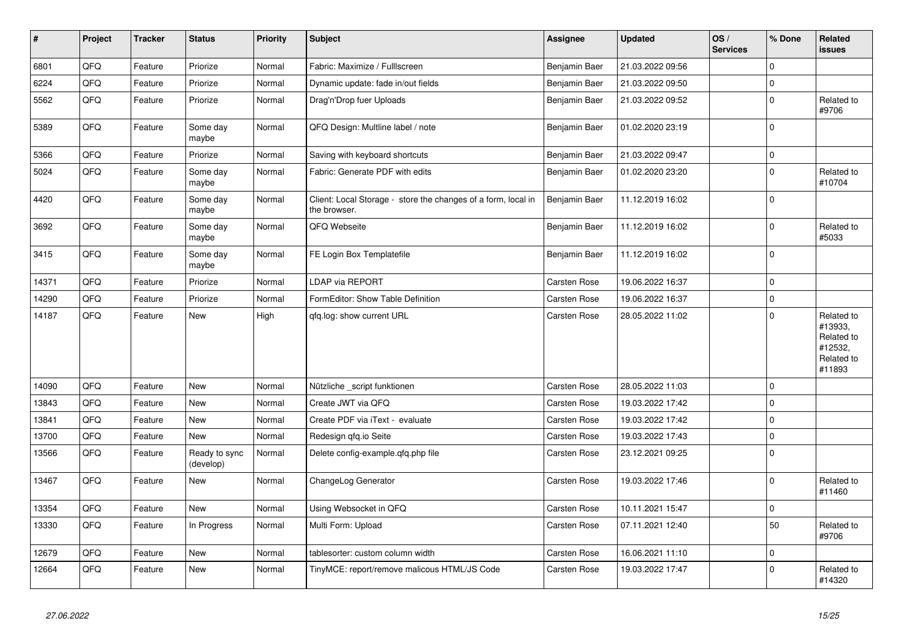| # | Project | Tracker | Status | Priority | Subject | Assignee | Updated | OS / Services | % Done | Related issues |
|---|---|---|---|---|---|---|---|---|---|---|
| 6801 | QFQ | Feature | Priorize | Normal | Fabric: Maximize / FullIscreen | Benjamin Baer | 21.03.2022 09:56 | | 0 | |
| 6224 | QFQ | Feature | Priorize | Normal | Dynamic update: fade in/out fields | Benjamin Baer | 21.03.2022 09:50 | | 0 | |
| 5562 | QFQ | Feature | Priorize | Normal | Drag'n'Drop fuer Uploads | Benjamin Baer | 21.03.2022 09:52 | | 0 | Related to #9706 |
| 5389 | QFQ | Feature | Some day maybe | Normal | QFQ Design: Multline label / note | Benjamin Baer | 01.02.2020 23:19 | | 0 | |
| 5366 | QFQ | Feature | Priorize | Normal | Saving with keyboard shortcuts | Benjamin Baer | 21.03.2022 09:47 | | 0 | |
| 5024 | QFQ | Feature | Some day maybe | Normal | Fabric: Generate PDF with edits | Benjamin Baer | 01.02.2020 23:20 | | 0 | Related to #10704 |
| 4420 | QFQ | Feature | Some day maybe | Normal | Client: Local Storage - store the changes of a form, local in the browser. | Benjamin Baer | 11.12.2019 16:02 | | 0 | |
| 3692 | QFQ | Feature | Some day maybe | Normal | QFQ Webseite | Benjamin Baer | 11.12.2019 16:02 | | 0 | Related to #5033 |
| 3415 | QFQ | Feature | Some day maybe | Normal | FE Login Box Templatefile | Benjamin Baer | 11.12.2019 16:02 | | 0 | |
| 14371 | QFQ | Feature | Priorize | Normal | LDAP via REPORT | Carsten Rose | 19.06.2022 16:37 | | 0 | |
| 14290 | QFQ | Feature | Priorize | Normal | FormEditor: Show Table Definition | Carsten Rose | 19.06.2022 16:37 | | 0 | |
| 14187 | QFQ | Feature | New | High | qfq.log: show current URL | Carsten Rose | 28.05.2022 11:02 | | 0 | Related to #13933, Related to #12532, Related to #11893 |
| 14090 | QFQ | Feature | New | Normal | Nützliche _script funktionen | Carsten Rose | 28.05.2022 11:03 | | 0 | |
| 13843 | QFQ | Feature | New | Normal | Create JWT via QFQ | Carsten Rose | 19.03.2022 17:42 | | 0 | |
| 13841 | QFQ | Feature | New | Normal | Create PDF via iText - evaluate | Carsten Rose | 19.03.2022 17:42 | | 0 | |
| 13700 | QFQ | Feature | New | Normal | Redesign qfq.io Seite | Carsten Rose | 19.03.2022 17:43 | | 0 | |
| 13566 | QFQ | Feature | Ready to sync (develop) | Normal | Delete config-example.qfq.php file | Carsten Rose | 23.12.2021 09:25 | | 0 | |
| 13467 | QFQ | Feature | New | Normal | ChangeLog Generator | Carsten Rose | 19.03.2022 17:46 | | 0 | Related to #11460 |
| 13354 | QFQ | Feature | New | Normal | Using Websocket in QFQ | Carsten Rose | 10.11.2021 15:47 | | 0 | |
| 13330 | QFQ | Feature | In Progress | Normal | Multi Form: Upload | Carsten Rose | 07.11.2021 12:40 | | 50 | Related to #9706 |
| 12679 | QFQ | Feature | New | Normal | tablesorter: custom column width | Carsten Rose | 16.06.2021 11:10 | | 0 | |
| 12664 | QFQ | Feature | New | Normal | TinyMCE: report/remove malicous HTML/JS Code | Carsten Rose | 19.03.2022 17:47 | | 0 | Related to #14320 |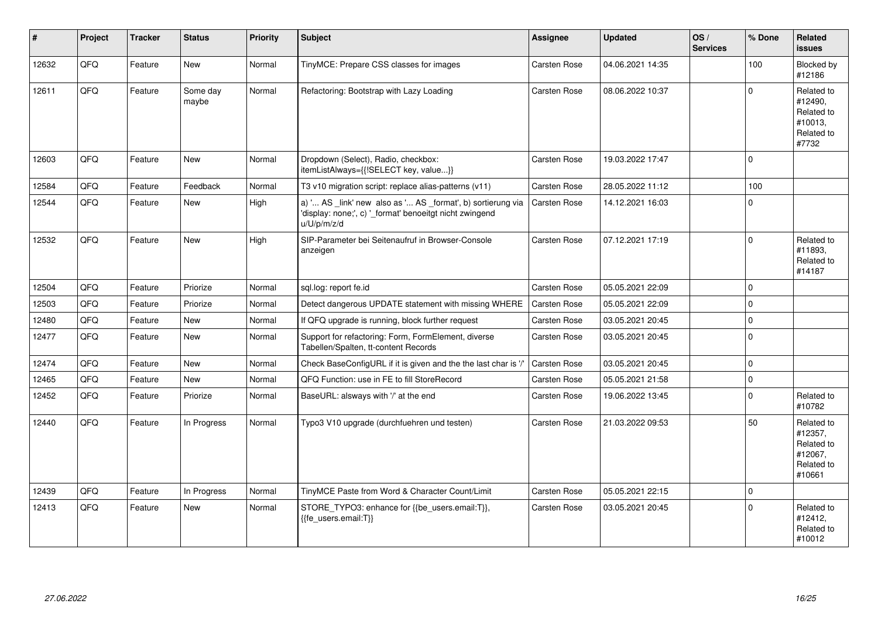| # | Project | Tracker | Status | Priority | Subject | Assignee | Updated | OS / Services | % Done | Related issues |
|---|---|---|---|---|---|---|---|---|---|---|
| 12632 | QFQ | Feature | New | Normal | TinyMCE: Prepare CSS classes for images | Carsten Rose | 04.06.2021 14:35 | | 100 | Blocked by #12186 |
| 12611 | QFQ | Feature | Some day maybe | Normal | Refactoring: Bootstrap with Lazy Loading | Carsten Rose | 08.06.2022 10:37 | | 0 | Related to #12490, Related to #10013, Related to #7732 |
| 12603 | QFQ | Feature | New | Normal | Dropdown (Select), Radio, checkbox: itemListAlways={{!SELECT key, value...}} | Carsten Rose | 19.03.2022 17:47 | | 0 | |
| 12584 | QFQ | Feature | Feedback | Normal | T3 v10 migration script: replace alias-patterns (v11) | Carsten Rose | 28.05.2022 11:12 | | 100 | |
| 12544 | QFQ | Feature | New | High | a) '... AS _link' new also as '... AS _format', b) sortierung via 'display: none;', c) '_format' benoeitgt nicht zwingend u/U/p/m/z/d | Carsten Rose | 14.12.2021 16:03 | | 0 | |
| 12532 | QFQ | Feature | New | High | SIP-Parameter bei Seitenaufruf in Browser-Console anzeigen | Carsten Rose | 07.12.2021 17:19 | | 0 | Related to #11893, Related to #14187 |
| 12504 | QFQ | Feature | Priorize | Normal | sql.log: report fe.id | Carsten Rose | 05.05.2021 22:09 | | 0 | |
| 12503 | QFQ | Feature | Priorize | Normal | Detect dangerous UPDATE statement with missing WHERE | Carsten Rose | 05.05.2021 22:09 | | 0 | |
| 12480 | QFQ | Feature | New | Normal | If QFQ upgrade is running, block further request | Carsten Rose | 03.05.2021 20:45 | | 0 | |
| 12477 | QFQ | Feature | New | Normal | Support for refactoring: Form, FormElement, diverse Tabellen/Spalten, tt-content Records | Carsten Rose | 03.05.2021 20:45 | | 0 | |
| 12474 | QFQ | Feature | New | Normal | Check BaseConfigURL if it is given and the the last char is '/' | Carsten Rose | 03.05.2021 20:45 | | 0 | |
| 12465 | QFQ | Feature | New | Normal | QFQ Function: use in FE to fill StoreRecord | Carsten Rose | 05.05.2021 21:58 | | 0 | |
| 12452 | QFQ | Feature | Priorize | Normal | BaseURL: alsways with '/' at the end | Carsten Rose | 19.06.2022 13:45 | | 0 | Related to #10782 |
| 12440 | QFQ | Feature | In Progress | Normal | Typo3 V10 upgrade (durchfuehren und testen) | Carsten Rose | 21.03.2022 09:53 | | 50 | Related to #12357, Related to #12067, Related to #10661 |
| 12439 | QFQ | Feature | In Progress | Normal | TinyMCE Paste from Word & Character Count/Limit | Carsten Rose | 05.05.2021 22:15 | | 0 | |
| 12413 | QFQ | Feature | New | Normal | STORE_TYPO3: enhance for {{be_users.email:T}}, {{fe_users.email:T}} | Carsten Rose | 03.05.2021 20:45 | | 0 | Related to #12412, Related to #10012 |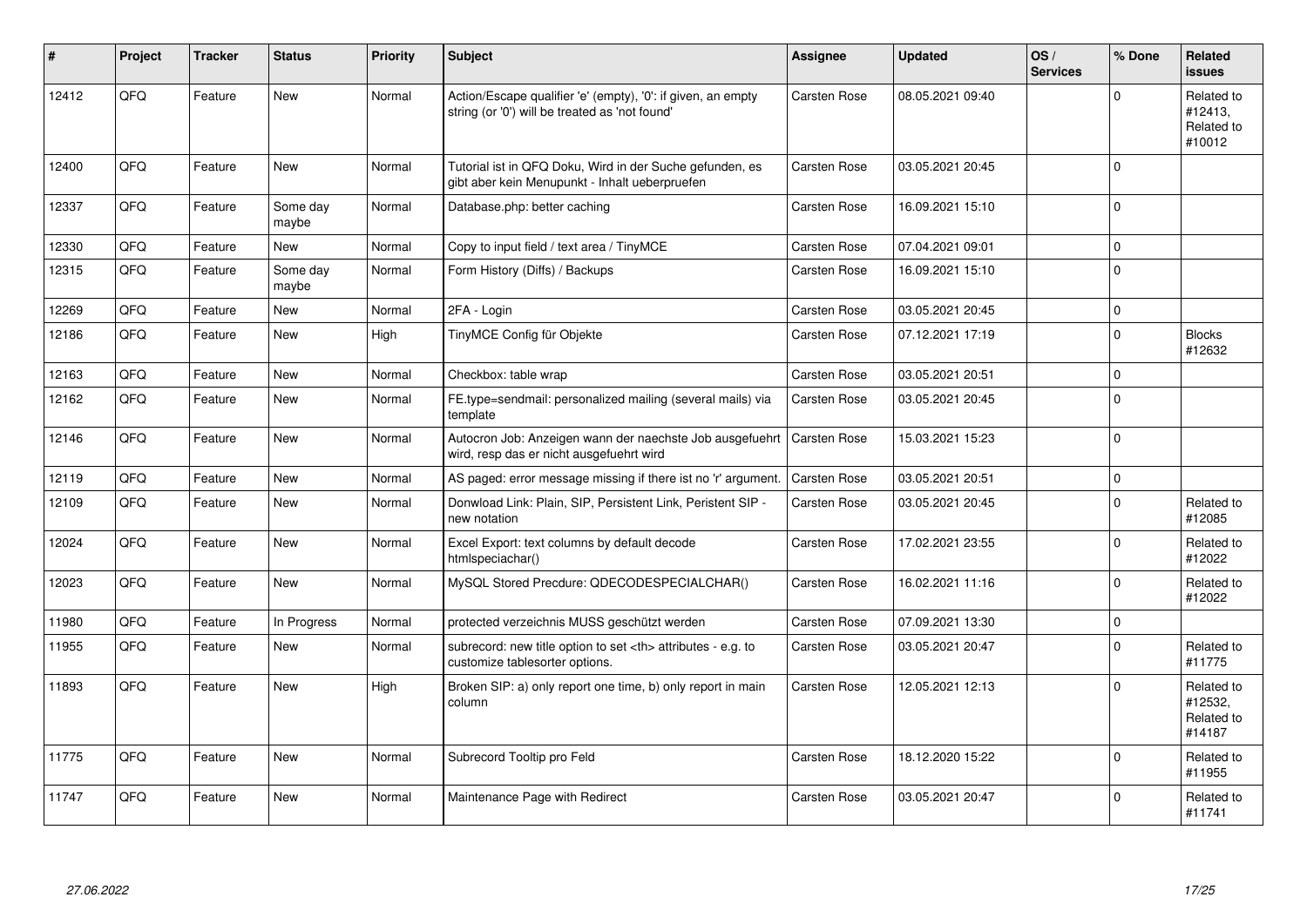| # | Project | Tracker | Status | Priority | Subject | Assignee | Updated | OS / Services | % Done | Related issues |
|---|---|---|---|---|---|---|---|---|---|---|
| 12412 | QFQ | Feature | New | Normal | Action/Escape qualifier 'e' (empty), '0': if given, an empty string (or '0') will be treated as 'not found' | Carsten Rose | 08.05.2021 09:40 | | 0 | Related to #12413, Related to #10012 |
| 12400 | QFQ | Feature | New | Normal | Tutorial ist in QFQ Doku, Wird in der Suche gefunden, es gibt aber kein Menupunkt - Inhalt ueberpruefen | Carsten Rose | 03.05.2021 20:45 | | 0 | |
| 12337 | QFQ | Feature | Some day maybe | Normal | Database.php: better caching | Carsten Rose | 16.09.2021 15:10 | | 0 | |
| 12330 | QFQ | Feature | New | Normal | Copy to input field / text area / TinyMCE | Carsten Rose | 07.04.2021 09:01 | | 0 | |
| 12315 | QFQ | Feature | Some day maybe | Normal | Form History (Diffs) / Backups | Carsten Rose | 16.09.2021 15:10 | | 0 | |
| 12269 | QFQ | Feature | New | Normal | 2FA - Login | Carsten Rose | 03.05.2021 20:45 | | 0 | |
| 12186 | QFQ | Feature | New | High | TinyMCE Config für Objekte | Carsten Rose | 07.12.2021 17:19 | | 0 | Blocks #12632 |
| 12163 | QFQ | Feature | New | Normal | Checkbox: table wrap | Carsten Rose | 03.05.2021 20:51 | | 0 | |
| 12162 | QFQ | Feature | New | Normal | FE.type=sendmail: personalized mailing (several mails) via template | Carsten Rose | 03.05.2021 20:45 | | 0 | |
| 12146 | QFQ | Feature | New | Normal | Autocron Job: Anzeigen wann der naechste Job ausgefuehrt wird, resp das er nicht ausgefuehrt wird | Carsten Rose | 15.03.2021 15:23 | | 0 | |
| 12119 | QFQ | Feature | New | Normal | AS paged: error message missing if there ist no 'r' argument. | Carsten Rose | 03.05.2021 20:51 | | 0 | |
| 12109 | QFQ | Feature | New | Normal | Donwload Link: Plain, SIP, Persistent Link, Peristent SIP - new notation | Carsten Rose | 03.05.2021 20:45 | | 0 | Related to #12085 |
| 12024 | QFQ | Feature | New | Normal | Excel Export: text columns by default decode htmlspeciachar() | Carsten Rose | 17.02.2021 23:55 | | 0 | Related to #12022 |
| 12023 | QFQ | Feature | New | Normal | MySQL Stored Precdure: QDECODESPECIALCHAR() | Carsten Rose | 16.02.2021 11:16 | | 0 | Related to #12022 |
| 11980 | QFQ | Feature | In Progress | Normal | protected verzeichnis MUSS geschützt werden | Carsten Rose | 07.09.2021 13:30 | | 0 | |
| 11955 | QFQ | Feature | New | Normal | subrecord: new title option to set <th> attributes - e.g. to customize tablesorter options. | Carsten Rose | 03.05.2021 20:47 | | 0 | Related to #11775 |
| 11893 | QFQ | Feature | New | High | Broken SIP: a) only report one time, b) only report in main column | Carsten Rose | 12.05.2021 12:13 | | 0 | Related to #12532, Related to #14187 |
| 11775 | QFQ | Feature | New | Normal | Subrecord Tooltip pro Feld | Carsten Rose | 18.12.2020 15:22 | | 0 | Related to #11955 |
| 11747 | QFQ | Feature | New | Normal | Maintenance Page with Redirect | Carsten Rose | 03.05.2021 20:47 | | 0 | Related to #11741 |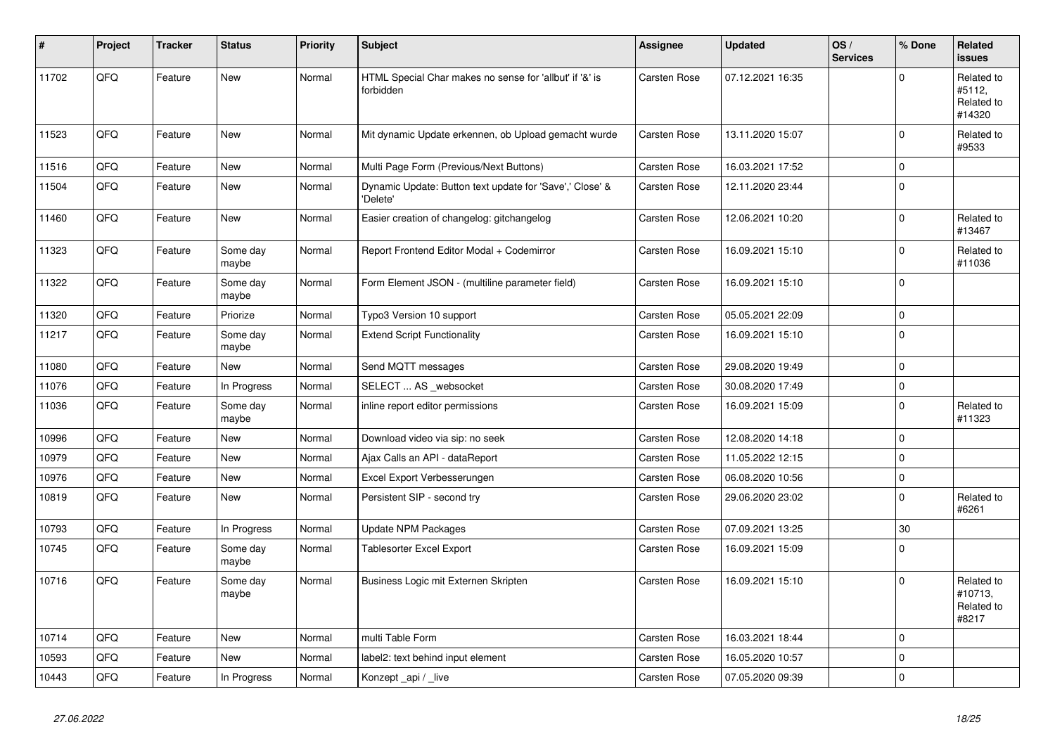| # | Project | Tracker | Status | Priority | Subject | Assignee | Updated | OS / Services | % Done | Related issues |
|---|---|---|---|---|---|---|---|---|---|---|
| 11702 | QFQ | Feature | New | Normal | HTML Special Char makes no sense for 'allbut' if '&' is forbidden | Carsten Rose | 07.12.2021 16:35 | | 0 | Related to #5112, Related to #14320 |
| 11523 | QFQ | Feature | New | Normal | Mit dynamic Update erkennen, ob Upload gemacht wurde | Carsten Rose | 13.11.2020 15:07 | | 0 | Related to #9533 |
| 11516 | QFQ | Feature | New | Normal | Multi Page Form (Previous/Next Buttons) | Carsten Rose | 16.03.2021 17:52 | | 0 | |
| 11504 | QFQ | Feature | New | Normal | Dynamic Update: Button text update for 'Save',' Close' & 'Delete' | Carsten Rose | 12.11.2020 23:44 | | 0 | |
| 11460 | QFQ | Feature | New | Normal | Easier creation of changelog: gitchangelog | Carsten Rose | 12.06.2021 10:20 | | 0 | Related to #13467 |
| 11323 | QFQ | Feature | Some day maybe | Normal | Report Frontend Editor Modal + Codemirror | Carsten Rose | 16.09.2021 15:10 | | 0 | Related to #11036 |
| 11322 | QFQ | Feature | Some day maybe | Normal | Form Element JSON - (multiline parameter field) | Carsten Rose | 16.09.2021 15:10 | | 0 | |
| 11320 | QFQ | Feature | Priorize | Normal | Typo3 Version 10 support | Carsten Rose | 05.05.2021 22:09 | | 0 | |
| 11217 | QFQ | Feature | Some day maybe | Normal | Extend Script Functionality | Carsten Rose | 16.09.2021 15:10 | | 0 | |
| 11080 | QFQ | Feature | New | Normal | Send MQTT messages | Carsten Rose | 29.08.2020 19:49 | | 0 | |
| 11076 | QFQ | Feature | In Progress | Normal | SELECT ... AS _websocket | Carsten Rose | 30.08.2020 17:49 | | 0 | |
| 11036 | QFQ | Feature | Some day maybe | Normal | inline report editor permissions | Carsten Rose | 16.09.2021 15:09 | | 0 | Related to #11323 |
| 10996 | QFQ | Feature | New | Normal | Download video via sip: no seek | Carsten Rose | 12.08.2020 14:18 | | 0 | |
| 10979 | QFQ | Feature | New | Normal | Ajax Calls an API - dataReport | Carsten Rose | 11.05.2022 12:15 | | 0 | |
| 10976 | QFQ | Feature | New | Normal | Excel Export Verbesserungen | Carsten Rose | 06.08.2020 10:56 | | 0 | |
| 10819 | QFQ | Feature | New | Normal | Persistent SIP - second try | Carsten Rose | 29.06.2020 23:02 | | 0 | Related to #6261 |
| 10793 | QFQ | Feature | In Progress | Normal | Update NPM Packages | Carsten Rose | 07.09.2021 13:25 | | 30 | |
| 10745 | QFQ | Feature | Some day maybe | Normal | Tablesorter Excel Export | Carsten Rose | 16.09.2021 15:09 | | 0 | |
| 10716 | QFQ | Feature | Some day maybe | Normal | Business Logic mit Externen Skripten | Carsten Rose | 16.09.2021 15:10 | | 0 | Related to #10713, Related to #8217 |
| 10714 | QFQ | Feature | New | Normal | multi Table Form | Carsten Rose | 16.03.2021 18:44 | | 0 | |
| 10593 | QFQ | Feature | New | Normal | label2: text behind input element | Carsten Rose | 16.05.2020 10:57 | | 0 | |
| 10443 | QFQ | Feature | In Progress | Normal | Konzept _api / _live | Carsten Rose | 07.05.2020 09:39 | | 0 | |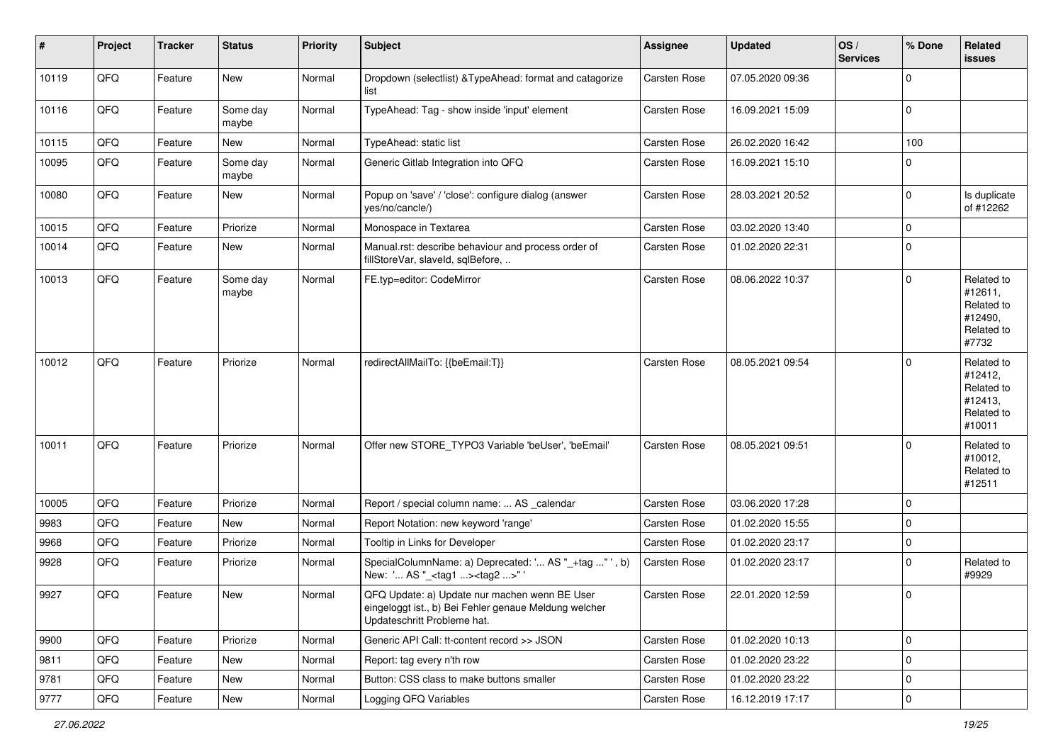| # | Project | Tracker | Status | Priority | Subject | Assignee | Updated | OS / Services | % Done | Related issues |
|---|---|---|---|---|---|---|---|---|---|---|
| 10119 | QFQ | Feature | New | Normal | Dropdown (selectlist) &TypeAhead: format and catagorize list | Carsten Rose | 07.05.2020 09:36 | | 0 | |
| 10116 | QFQ | Feature | Some day maybe | Normal | TypeAhead: Tag - show inside 'input' element | Carsten Rose | 16.09.2021 15:09 | | 0 | |
| 10115 | QFQ | Feature | New | Normal | TypeAhead: static list | Carsten Rose | 26.02.2020 16:42 | | 100 | |
| 10095 | QFQ | Feature | Some day maybe | Normal | Generic Gitlab Integration into QFQ | Carsten Rose | 16.09.2021 15:10 | | 0 | |
| 10080 | QFQ | Feature | New | Normal | Popup on 'save' / 'close': configure dialog (answer yes/no/cancle/) | Carsten Rose | 28.03.2021 20:52 | | 0 | Is duplicate of #12262 |
| 10015 | QFQ | Feature | Priorize | Normal | Monospace in Textarea | Carsten Rose | 03.02.2020 13:40 | | 0 | |
| 10014 | QFQ | Feature | New | Normal | Manual.rst: describe behaviour and process order of fillStoreVar, slaveId, sqlBefore, .. | Carsten Rose | 01.02.2020 22:31 | | 0 | |
| 10013 | QFQ | Feature | Some day maybe | Normal | FE.typ=editor: CodeMirror | Carsten Rose | 08.06.2022 10:37 | | 0 | Related to #12611, Related to #12490, Related to #7732 |
| 10012 | QFQ | Feature | Priorize | Normal | redirectAllMailTo: {{beEmail:T}} | Carsten Rose | 08.05.2021 09:54 | | 0 | Related to #12412, Related to #12413, Related to #10011 |
| 10011 | QFQ | Feature | Priorize | Normal | Offer new STORE_TYPO3 Variable 'beUser', 'beEmail' | Carsten Rose | 08.05.2021 09:51 | | 0 | Related to #10012, Related to #12511 |
| 10005 | QFQ | Feature | Priorize | Normal | Report / special column name: ... AS _calendar | Carsten Rose | 03.06.2020 17:28 | | 0 | |
| 9983 | QFQ | Feature | New | Normal | Report Notation: new keyword 'range' | Carsten Rose | 01.02.2020 15:55 | | 0 | |
| 9968 | QFQ | Feature | Priorize | Normal | Tooltip in Links for Developer | Carsten Rose | 01.02.2020 23:17 | | 0 | |
| 9928 | QFQ | Feature | Priorize | Normal | SpecialColumnName: a) Deprecated: '... AS "_+tag ..." ', b) New: '... AS "_<tag1 ...><tag2 ...>" ' | Carsten Rose | 01.02.2020 23:17 | | 0 | Related to #9929 |
| 9927 | QFQ | Feature | New | Normal | QFQ Update: a) Update nur machen wenn BE User eingeloggt ist., b) Bei Fehler genaue Meldung welcher Updateschritt Probleme hat. | Carsten Rose | 22.01.2020 12:59 | | 0 | |
| 9900 | QFQ | Feature | Priorize | Normal | Generic API Call: tt-content record >> JSON | Carsten Rose | 01.02.2020 10:13 | | 0 | |
| 9811 | QFQ | Feature | New | Normal | Report: tag every n'th row | Carsten Rose | 01.02.2020 23:22 | | 0 | |
| 9781 | QFQ | Feature | New | Normal | Button: CSS class to make buttons smaller | Carsten Rose | 01.02.2020 23:22 | | 0 | |
| 9777 | QFQ | Feature | New | Normal | Logging QFQ Variables | Carsten Rose | 16.12.2019 17:17 | | 0 | |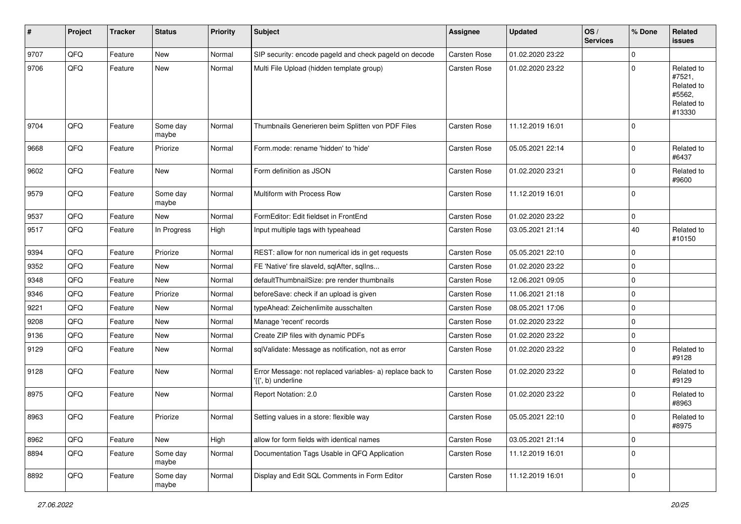| # | Project | Tracker | Status | Priority | Subject | Assignee | Updated | OS / Services | % Done | Related issues |
|---|---|---|---|---|---|---|---|---|---|---|
| 9707 | QFQ | Feature | New | Normal | SIP security: encode pageId and check pageId on decode | Carsten Rose | 01.02.2020 23:22 | | 0 | |
| 9706 | QFQ | Feature | New | Normal | Multi File Upload (hidden template group) | Carsten Rose | 01.02.2020 23:22 | | 0 | Related to #7521, Related to #5562, Related to #13330 |
| 9704 | QFQ | Feature | Some day maybe | Normal | Thumbnails Generieren beim Splitten von PDF Files | Carsten Rose | 11.12.2019 16:01 | | 0 | |
| 9668 | QFQ | Feature | Priorize | Normal | Form.mode: rename 'hidden' to 'hide' | Carsten Rose | 05.05.2021 22:14 | | 0 | Related to #6437 |
| 9602 | QFQ | Feature | New | Normal | Form definition as JSON | Carsten Rose | 01.02.2020 23:21 | | 0 | Related to #9600 |
| 9579 | QFQ | Feature | Some day maybe | Normal | Multiform with Process Row | Carsten Rose | 11.12.2019 16:01 | | 0 | |
| 9537 | QFQ | Feature | New | Normal | FormEditor: Edit fieldset in FrontEnd | Carsten Rose | 01.02.2020 23:22 | | 0 | |
| 9517 | QFQ | Feature | In Progress | High | Input multiple tags with typeahead | Carsten Rose | 03.05.2021 21:14 | | 40 | Related to #10150 |
| 9394 | QFQ | Feature | Priorize | Normal | REST: allow for non numerical ids in get requests | Carsten Rose | 05.05.2021 22:10 | | 0 | |
| 9352 | QFQ | Feature | New | Normal | FE 'Native' fire slaveId, sqlAfter, sqlIns... | Carsten Rose | 01.02.2020 23:22 | | 0 | |
| 9348 | QFQ | Feature | New | Normal | defaultThumbnailSize: pre render thumbnails | Carsten Rose | 12.06.2021 09:05 | | 0 | |
| 9346 | QFQ | Feature | Priorize | Normal | beforeSave: check if an upload is given | Carsten Rose | 11.06.2021 21:18 | | 0 | |
| 9221 | QFQ | Feature | New | Normal | typeAhead: Zeichenlimite ausschalten | Carsten Rose | 08.05.2021 17:06 | | 0 | |
| 9208 | QFQ | Feature | New | Normal | Manage 'recent' records | Carsten Rose | 01.02.2020 23:22 | | 0 | |
| 9136 | QFQ | Feature | New | Normal | Create ZIP files with dynamic PDFs | Carsten Rose | 01.02.2020 23:22 | | 0 | |
| 9129 | QFQ | Feature | New | Normal | sqlValidate: Message as notification, not as error | Carsten Rose | 01.02.2020 23:22 | | 0 | Related to #9128 |
| 9128 | QFQ | Feature | New | Normal | Error Message: not replaced variables- a) replace back to '{{', b) underline | Carsten Rose | 01.02.2020 23:22 | | 0 | Related to #9129 |
| 8975 | QFQ | Feature | New | Normal | Report Notation: 2.0 | Carsten Rose | 01.02.2020 23:22 | | 0 | Related to #8963 |
| 8963 | QFQ | Feature | Priorize | Normal | Setting values in a store: flexible way | Carsten Rose | 05.05.2021 22:10 | | 0 | Related to #8975 |
| 8962 | QFQ | Feature | New | High | allow for form fields with identical names | Carsten Rose | 03.05.2021 21:14 | | 0 | |
| 8894 | QFQ | Feature | Some day maybe | Normal | Documentation Tags Usable in QFQ Application | Carsten Rose | 11.12.2019 16:01 | | 0 | |
| 8892 | QFQ | Feature | Some day maybe | Normal | Display and Edit SQL Comments in Form Editor | Carsten Rose | 11.12.2019 16:01 | | 0 | |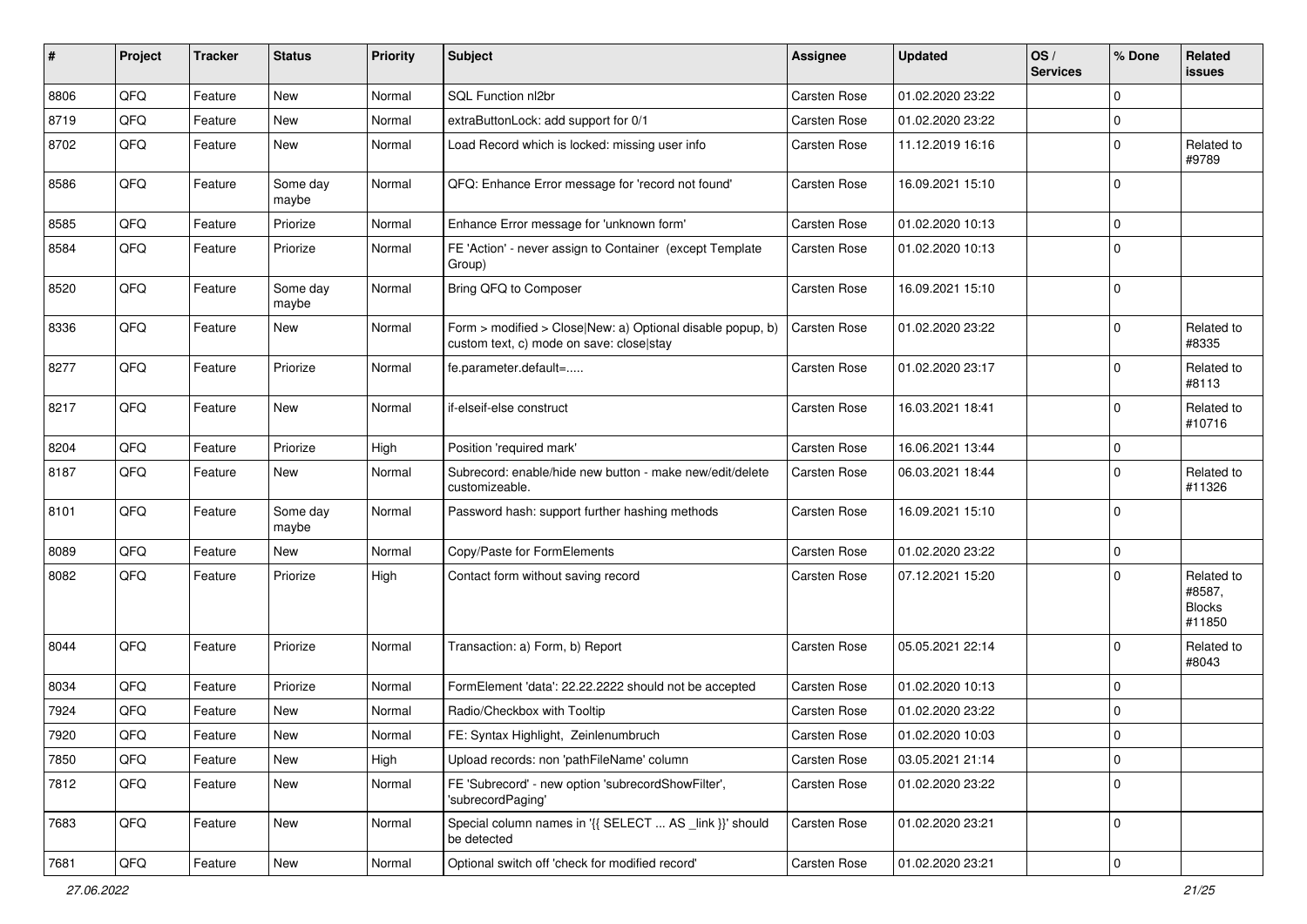| # | Project | Tracker | Status | Priority | Subject | Assignee | Updated | OS / Services | % Done | Related issues |
|---|---|---|---|---|---|---|---|---|---|---|
| 8806 | QFQ | Feature | New | Normal | SQL Function nl2br | Carsten Rose | 01.02.2020 23:22 | | 0 | |
| 8719 | QFQ | Feature | New | Normal | extraButtonLock: add support for 0/1 | Carsten Rose | 01.02.2020 23:22 | | 0 | |
| 8702 | QFQ | Feature | New | Normal | Load Record which is locked: missing user info | Carsten Rose | 11.12.2019 16:16 | | 0 | Related to #9789 |
| 8586 | QFQ | Feature | Some day maybe | Normal | QFQ: Enhance Error message for 'record not found' | Carsten Rose | 16.09.2021 15:10 | | 0 | |
| 8585 | QFQ | Feature | Priorize | Normal | Enhance Error message for 'unknown form' | Carsten Rose | 01.02.2020 10:13 | | 0 | |
| 8584 | QFQ | Feature | Priorize | Normal | FE 'Action' - never assign to Container (except Template Group) | Carsten Rose | 01.02.2020 10:13 | | 0 | |
| 8520 | QFQ | Feature | Some day maybe | Normal | Bring QFQ to Composer | Carsten Rose | 16.09.2021 15:10 | | 0 | |
| 8336 | QFQ | Feature | New | Normal | Form > modified > Close\|New: a) Optional disable popup, b) custom text, c) mode on save: close\|stay | Carsten Rose | 01.02.2020 23:22 | | 0 | Related to #8335 |
| 8277 | QFQ | Feature | Priorize | Normal | fe.parameter.default=..... | Carsten Rose | 01.02.2020 23:17 | | 0 | Related to #8113 |
| 8217 | QFQ | Feature | New | Normal | if-elseif-else construct | Carsten Rose | 16.03.2021 18:41 | | 0 | Related to #10716 |
| 8204 | QFQ | Feature | Priorize | High | Position 'required mark' | Carsten Rose | 16.06.2021 13:44 | | 0 | |
| 8187 | QFQ | Feature | New | Normal | Subrecord: enable/hide new button - make new/edit/delete customizeable. | Carsten Rose | 06.03.2021 18:44 | | 0 | Related to #11326 |
| 8101 | QFQ | Feature | Some day maybe | Normal | Password hash: support further hashing methods | Carsten Rose | 16.09.2021 15:10 | | 0 | |
| 8089 | QFQ | Feature | New | Normal | Copy/Paste for FormElements | Carsten Rose | 01.02.2020 23:22 | | 0 | |
| 8082 | QFQ | Feature | Priorize | High | Contact form without saving record | Carsten Rose | 07.12.2021 15:20 | | 0 | Related to #8587, Blocks #11850 |
| 8044 | QFQ | Feature | Priorize | Normal | Transaction: a) Form, b) Report | Carsten Rose | 05.05.2021 22:14 | | 0 | Related to #8043 |
| 8034 | QFQ | Feature | Priorize | Normal | FormElement 'data': 22.22.2222 should not be accepted | Carsten Rose | 01.02.2020 10:13 | | 0 | |
| 7924 | QFQ | Feature | New | Normal | Radio/Checkbox with Tooltip | Carsten Rose | 01.02.2020 23:22 | | 0 | |
| 7920 | QFQ | Feature | New | Normal | FE: Syntax Highlight, Zeinlenumbruch | Carsten Rose | 01.02.2020 10:03 | | 0 | |
| 7850 | QFQ | Feature | New | High | Upload records: non 'pathFileName' column | Carsten Rose | 03.05.2021 21:14 | | 0 | |
| 7812 | QFQ | Feature | New | Normal | FE 'Subrecord' - new option 'subrecordShowFilter', 'subrecordPaging' | Carsten Rose | 01.02.2020 23:22 | | 0 | |
| 7683 | QFQ | Feature | New | Normal | Special column names in '{{ SELECT ... AS _link }}' should be detected | Carsten Rose | 01.02.2020 23:21 | | 0 | |
| 7681 | QFQ | Feature | New | Normal | Optional switch off 'check for modified record' | Carsten Rose | 01.02.2020 23:21 | | 0 | |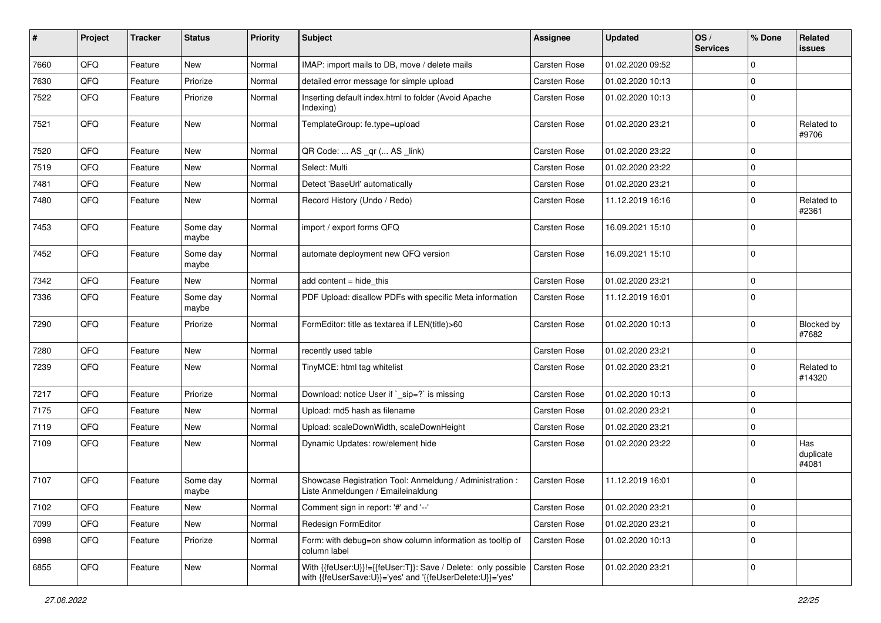| # | Project | Tracker | Status | Priority | Subject | Assignee | Updated | OS / Services | % Done | Related issues |
|---|---|---|---|---|---|---|---|---|---|---|
| 7660 | QFQ | Feature | New | Normal | IMAP: import mails to DB, move / delete mails | Carsten Rose | 01.02.2020 09:52 | | 0 | |
| 7630 | QFQ | Feature | Priorize | Normal | detailed error message for simple upload | Carsten Rose | 01.02.2020 10:13 | | 0 | |
| 7522 | QFQ | Feature | Priorize | Normal | Inserting default index.html to folder (Avoid Apache Indexing) | Carsten Rose | 01.02.2020 10:13 | | 0 | |
| 7521 | QFQ | Feature | New | Normal | TemplateGroup: fe.type=upload | Carsten Rose | 01.02.2020 23:21 | | 0 | Related to #9706 |
| 7520 | QFQ | Feature | New | Normal | QR Code: ... AS _qr (... AS _link) | Carsten Rose | 01.02.2020 23:22 | | 0 | |
| 7519 | QFQ | Feature | New | Normal | Select: Multi | Carsten Rose | 01.02.2020 23:22 | | 0 | |
| 7481 | QFQ | Feature | New | Normal | Detect 'BaseUrl' automatically | Carsten Rose | 01.02.2020 23:21 | | 0 | |
| 7480 | QFQ | Feature | New | Normal | Record History (Undo / Redo) | Carsten Rose | 11.12.2019 16:16 | | 0 | Related to #2361 |
| 7453 | QFQ | Feature | Some day maybe | Normal | import / export forms QFQ | Carsten Rose | 16.09.2021 15:10 | | 0 | |
| 7452 | QFQ | Feature | Some day maybe | Normal | automate deployment new QFQ version | Carsten Rose | 16.09.2021 15:10 | | 0 | |
| 7342 | QFQ | Feature | New | Normal | add content = hide_this | Carsten Rose | 01.02.2020 23:21 | | 0 | |
| 7336 | QFQ | Feature | Some day maybe | Normal | PDF Upload: disallow PDFs with specific Meta information | Carsten Rose | 11.12.2019 16:01 | | 0 | |
| 7290 | QFQ | Feature | Priorize | Normal | FormEditor: title as textarea if LEN(title)>60 | Carsten Rose | 01.02.2020 10:13 | | 0 | Blocked by #7682 |
| 7280 | QFQ | Feature | New | Normal | recently used table | Carsten Rose | 01.02.2020 23:21 | | 0 | |
| 7239 | QFQ | Feature | New | Normal | TinyMCE: html tag whitelist | Carsten Rose | 01.02.2020 23:21 | | 0 | Related to #14320 |
| 7217 | QFQ | Feature | Priorize | Normal | Download: notice User if `_sip=?` is missing | Carsten Rose | 01.02.2020 10:13 | | 0 | |
| 7175 | QFQ | Feature | New | Normal | Upload: md5 hash as filename | Carsten Rose | 01.02.2020 23:21 | | 0 | |
| 7119 | QFQ | Feature | New | Normal | Upload: scaleDownWidth, scaleDownHeight | Carsten Rose | 01.02.2020 23:21 | | 0 | |
| 7109 | QFQ | Feature | New | Normal | Dynamic Updates: row/element hide | Carsten Rose | 01.02.2020 23:22 | | 0 | Has duplicate #4081 |
| 7107 | QFQ | Feature | Some day maybe | Normal | Showcase Registration Tool: Anmeldung / Administration : Liste Anmeldungen / Emaileinaldung | Carsten Rose | 11.12.2019 16:01 | | 0 | |
| 7102 | QFQ | Feature | New | Normal | Comment sign in report: '#' and '--' | Carsten Rose | 01.02.2020 23:21 | | 0 | |
| 7099 | QFQ | Feature | New | Normal | Redesign FormEditor | Carsten Rose | 01.02.2020 23:21 | | 0 | |
| 6998 | QFQ | Feature | Priorize | Normal | Form: with debug=on show column information as tooltip of column label | Carsten Rose | 01.02.2020 10:13 | | 0 | |
| 6855 | QFQ | Feature | New | Normal | With {{feUser:U}}!={{feUser:T}}: Save / Delete: only possible with {{feUserSave:U}}='yes' and '{{feUserDelete:U}}='yes' | Carsten Rose | 01.02.2020 23:21 | | 0 | |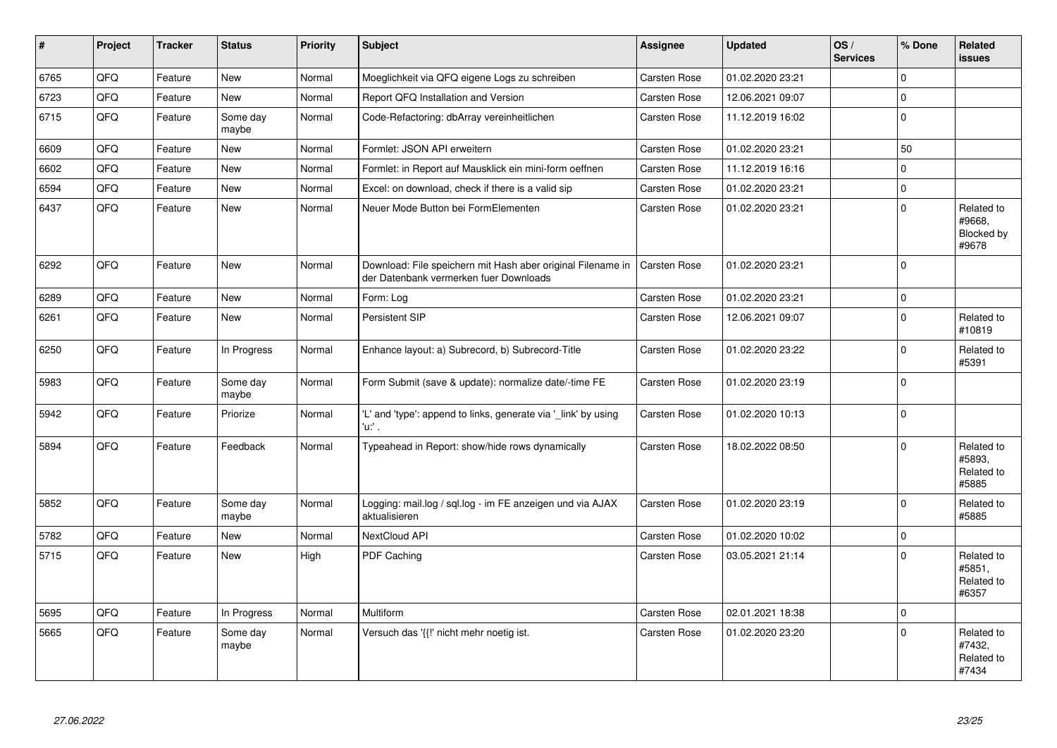| # | Project | Tracker | Status | Priority | Subject | Assignee | Updated | OS / Services | % Done | Related issues |
|---|---|---|---|---|---|---|---|---|---|---|
| 6765 | QFQ | Feature | New | Normal | Moeglichkeit via QFQ eigene Logs zu schreiben | Carsten Rose | 01.02.2020 23:21 | | 0 | |
| 6723 | QFQ | Feature | New | Normal | Report QFQ Installation and Version | Carsten Rose | 12.06.2021 09:07 | | 0 | |
| 6715 | QFQ | Feature | Some day maybe | Normal | Code-Refactoring: dbArray vereinheitlichen | Carsten Rose | 11.12.2019 16:02 | | 0 | |
| 6609 | QFQ | Feature | New | Normal | Formlet: JSON API erweitern | Carsten Rose | 01.02.2020 23:21 | | 50 | |
| 6602 | QFQ | Feature | New | Normal | Formlet: in Report auf Mausklick ein mini-form oeffnen | Carsten Rose | 11.12.2019 16:16 | | 0 | |
| 6594 | QFQ | Feature | New | Normal | Excel: on download, check if there is a valid sip | Carsten Rose | 01.02.2020 23:21 | | 0 | |
| 6437 | QFQ | Feature | New | Normal | Neuer Mode Button bei FormElementen | Carsten Rose | 01.02.2020 23:21 | | 0 | Related to #9668, Blocked by #9678 |
| 6292 | QFQ | Feature | New | Normal | Download: File speichern mit Hash aber original Filename in der Datenbank vermerken fuer Downloads | Carsten Rose | 01.02.2020 23:21 | | 0 | |
| 6289 | QFQ | Feature | New | Normal | Form: Log | Carsten Rose | 01.02.2020 23:21 | | 0 | |
| 6261 | QFQ | Feature | New | Normal | Persistent SIP | Carsten Rose | 12.06.2021 09:07 | | 0 | Related to #10819 |
| 6250 | QFQ | Feature | In Progress | Normal | Enhance layout: a) Subrecord, b) Subrecord-Title | Carsten Rose | 01.02.2020 23:22 | | 0 | Related to #5391 |
| 5983 | QFQ | Feature | Some day maybe | Normal | Form Submit (save & update): normalize date/-time FE | Carsten Rose | 01.02.2020 23:19 | | 0 | |
| 5942 | QFQ | Feature | Priorize | Normal | 'L' and 'type': append to links, generate via '_link' by using 'u:' . | Carsten Rose | 01.02.2020 10:13 | | 0 | |
| 5894 | QFQ | Feature | Feedback | Normal | Typeahead in Report: show/hide rows dynamically | Carsten Rose | 18.02.2022 08:50 | | 0 | Related to #5893, Related to #5885 |
| 5852 | QFQ | Feature | Some day maybe | Normal | Logging: mail.log / sql.log - im FE anzeigen und via AJAX aktualisieren | Carsten Rose | 01.02.2020 23:19 | | 0 | Related to #5885 |
| 5782 | QFQ | Feature | New | Normal | NextCloud API | Carsten Rose | 01.02.2020 10:02 | | 0 | |
| 5715 | QFQ | Feature | New | High | PDF Caching | Carsten Rose | 03.05.2021 21:14 | | 0 | Related to #5851, Related to #6357 |
| 5695 | QFQ | Feature | In Progress | Normal | Multiform | Carsten Rose | 02.01.2021 18:38 | | 0 | |
| 5665 | QFQ | Feature | Some day maybe | Normal | Versuch das '{{!' nicht mehr noetig ist. | Carsten Rose | 01.02.2020 23:20 | | 0 | Related to #7432, Related to #7434 |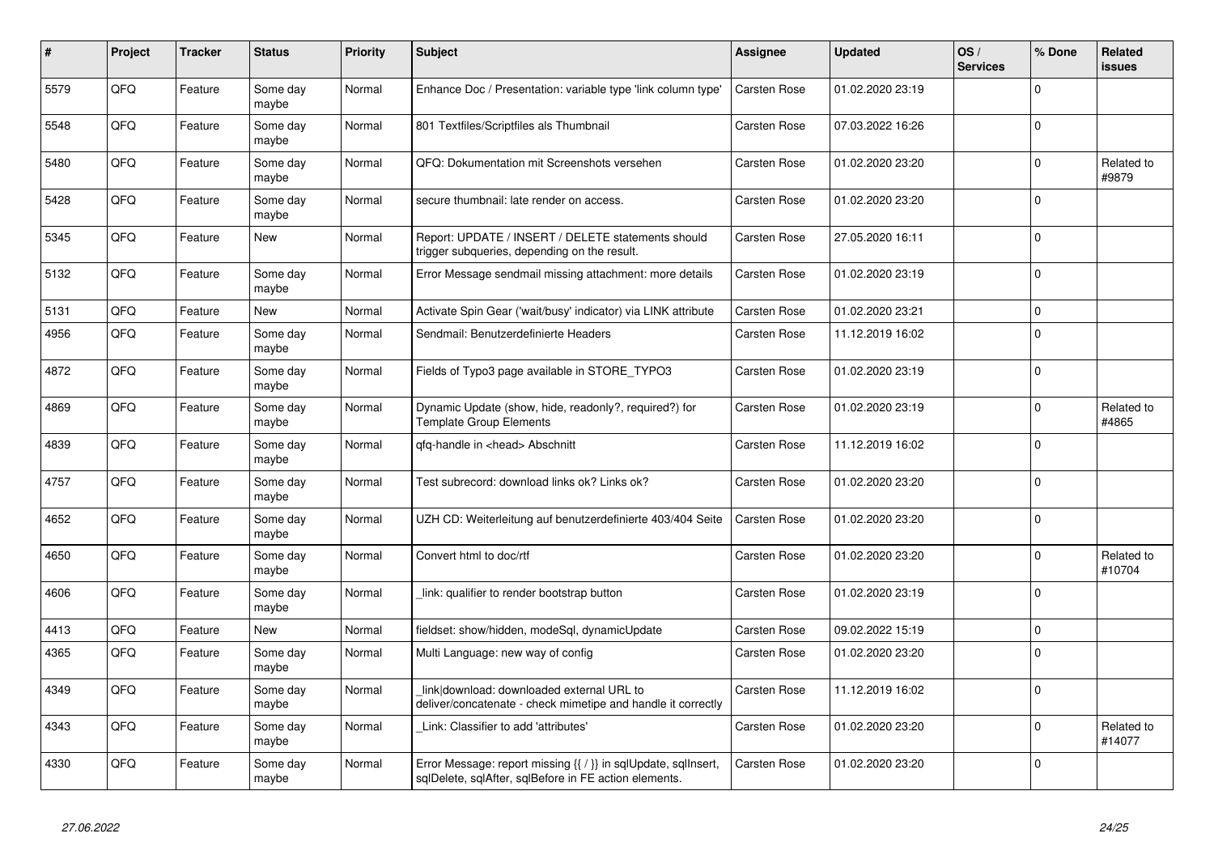| # | Project | Tracker | Status | Priority | Subject | Assignee | Updated | OS / Services | % Done | Related issues |
|---|---|---|---|---|---|---|---|---|---|---|
| 5579 | QFQ | Feature | Some day maybe | Normal | Enhance Doc / Presentation: variable type 'link column type' | Carsten Rose | 01.02.2020 23:19 | | 0 | |
| 5548 | QFQ | Feature | Some day maybe | Normal | 801 Textfiles/Scriptfiles als Thumbnail | Carsten Rose | 07.03.2022 16:26 | | 0 | |
| 5480 | QFQ | Feature | Some day maybe | Normal | QFQ: Dokumentation mit Screenshots versehen | Carsten Rose | 01.02.2020 23:20 | | 0 | Related to #9879 |
| 5428 | QFQ | Feature | Some day maybe | Normal | secure thumbnail: late render on access. | Carsten Rose | 01.02.2020 23:20 | | 0 | |
| 5345 | QFQ | Feature | New | Normal | Report: UPDATE / INSERT / DELETE statements should trigger subqueries, depending on the result. | Carsten Rose | 27.05.2020 16:11 | | 0 | |
| 5132 | QFQ | Feature | Some day maybe | Normal | Error Message sendmail missing attachment: more details | Carsten Rose | 01.02.2020 23:19 | | 0 | |
| 5131 | QFQ | Feature | New | Normal | Activate Spin Gear ('wait/busy' indicator) via LINK attribute | Carsten Rose | 01.02.2020 23:21 | | 0 | |
| 4956 | QFQ | Feature | Some day maybe | Normal | Sendmail: Benutzerdefinierte Headers | Carsten Rose | 11.12.2019 16:02 | | 0 | |
| 4872 | QFQ | Feature | Some day maybe | Normal | Fields of Typo3 page available in STORE_TYPO3 | Carsten Rose | 01.02.2020 23:19 | | 0 | |
| 4869 | QFQ | Feature | Some day maybe | Normal | Dynamic Update (show, hide, readonly?, required?) for Template Group Elements | Carsten Rose | 01.02.2020 23:19 | | 0 | Related to #4865 |
| 4839 | QFQ | Feature | Some day maybe | Normal | qfq-handle in <head> Abschnitt | Carsten Rose | 11.12.2019 16:02 | | 0 | |
| 4757 | QFQ | Feature | Some day maybe | Normal | Test subrecord: download links ok? Links ok? | Carsten Rose | 01.02.2020 23:20 | | 0 | |
| 4652 | QFQ | Feature | Some day maybe | Normal | UZH CD: Weiterleitung auf benutzerdefinierte 403/404 Seite | Carsten Rose | 01.02.2020 23:20 | | 0 | |
| 4650 | QFQ | Feature | Some day maybe | Normal | Convert html to doc/rtf | Carsten Rose | 01.02.2020 23:20 | | 0 | Related to #10704 |
| 4606 | QFQ | Feature | Some day maybe | Normal | _link: qualifier to render bootstrap button | Carsten Rose | 01.02.2020 23:19 | | 0 | |
| 4413 | QFQ | Feature | New | Normal | fieldset: show/hidden, modeSql, dynamicUpdate | Carsten Rose | 09.02.2022 15:19 | | 0 | |
| 4365 | QFQ | Feature | Some day maybe | Normal | Multi Language: new way of config | Carsten Rose | 01.02.2020 23:20 | | 0 | |
| 4349 | QFQ | Feature | Some day maybe | Normal | _link\|download: downloaded external URL to deliver/concatenate - check mimetipe and handle it correctly | Carsten Rose | 11.12.2019 16:02 | | 0 | |
| 4343 | QFQ | Feature | Some day maybe | Normal | _Link: Classifier to add 'attributes' | Carsten Rose | 01.02.2020 23:20 | | 0 | Related to #14077 |
| 4330 | QFQ | Feature | Some day maybe | Normal | Error Message: report missing {{ / }} in sqlUpdate, sqlInsert, sqlDelete, sqlAfter, sqlBefore in FE action elements. | Carsten Rose | 01.02.2020 23:20 | | 0 | |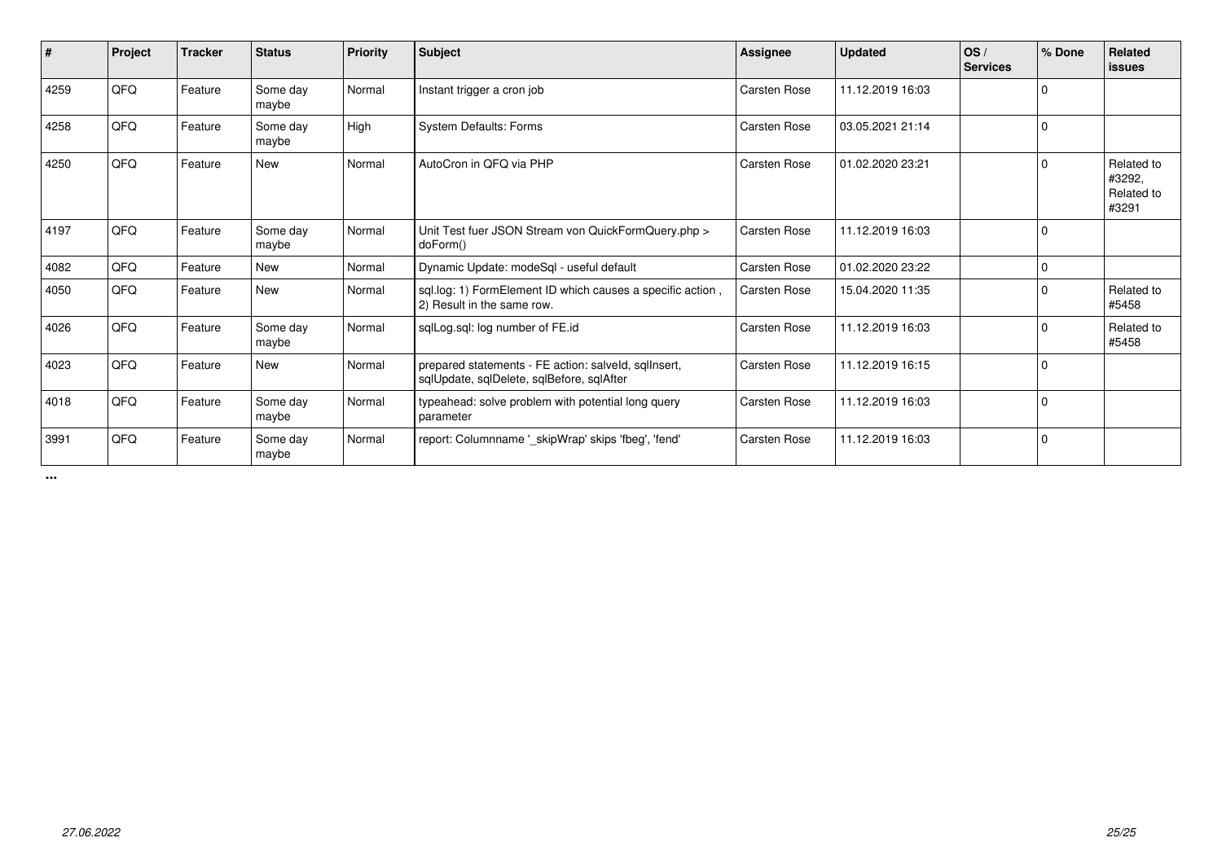| # | Project | Tracker | Status | Priority | Subject | Assignee | Updated | OS / Services | % Done | Related issues |
|---|---|---|---|---|---|---|---|---|---|---|
| 4259 | QFQ | Feature | Some day maybe | Normal | Instant trigger a cron job | Carsten Rose | 11.12.2019 16:03 | | 0 | |
| 4258 | QFQ | Feature | Some day maybe | High | System Defaults: Forms | Carsten Rose | 03.05.2021 21:14 | | 0 | |
| 4250 | QFQ | Feature | New | Normal | AutoCron in QFQ via PHP | Carsten Rose | 01.02.2020 23:21 | | 0 | Related to #3292, Related to #3291 |
| 4197 | QFQ | Feature | Some day maybe | Normal | Unit Test fuer JSON Stream von QuickFormQuery.php > doForm() | Carsten Rose | 11.12.2019 16:03 | | 0 | |
| 4082 | QFQ | Feature | New | Normal | Dynamic Update: modeSql - useful default | Carsten Rose | 01.02.2020 23:22 | | 0 | |
| 4050 | QFQ | Feature | New | Normal | sql.log: 1) FormElement ID which causes a specific action , 2) Result in the same row. | Carsten Rose | 15.04.2020 11:35 | | 0 | Related to #5458 |
| 4026 | QFQ | Feature | Some day maybe | Normal | sqlLog.sql: log number of FE.id | Carsten Rose | 11.12.2019 16:03 | | 0 | Related to #5458 |
| 4023 | QFQ | Feature | New | Normal | prepared statements - FE action: salveId, sqlInsert, sqlUpdate, sqlDelete, sqlBefore, sqlAfter | Carsten Rose | 11.12.2019 16:15 | | 0 | |
| 4018 | QFQ | Feature | Some day maybe | Normal | typeahead: solve problem with potential long query parameter | Carsten Rose | 11.12.2019 16:03 | | 0 | |
| 3991 | QFQ | Feature | Some day maybe | Normal | report: Columnname '_skipWrap' skips 'fbeg', 'fend' | Carsten Rose | 11.12.2019 16:03 | | 0 | |

...